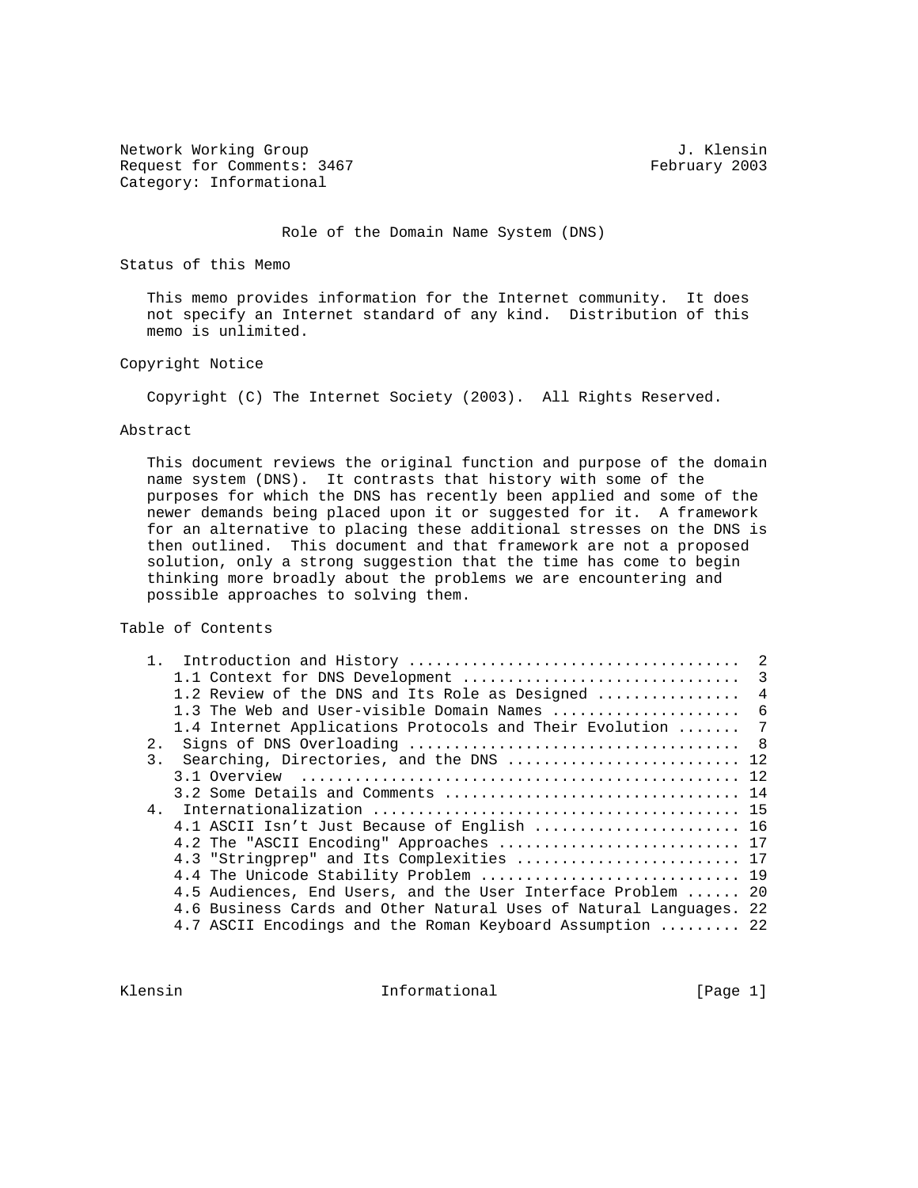Network Working Group J. Klensin
Request for Comments: 3467 February 2003
Category: Informational

# Role of the Domain Name System (DNS)

## Status of this Memo

This memo provides information for the Internet community. It does not specify an Internet standard of any kind. Distribution of this memo is unlimited.

## Copyright Notice

Copyright (C) The Internet Society (2003). All Rights Reserved.

## Abstract

This document reviews the original function and purpose of the domain name system (DNS). It contrasts that history with some of the purposes for which the DNS has recently been applied and some of the newer demands being placed upon it or suggested for it. A framework for an alternative to placing these additional stresses on the DNS is then outlined. This document and that framework are not a proposed solution, only a strong suggestion that the time has come to begin thinking more broadly about the problems we are encountering and possible approaches to solving them.

## Table of Contents

```
   1.  Introduction and History ....................................  2
      1.1 Context for DNS Development ..............................  3
      1.2 Review of the DNS and Its Role as Designed ...............  4
      1.3 The Web and User-visible Domain Names ....................  6
      1.4 Internet Applications Protocols and Their Evolution .......  7
   2.  Signs of DNS Overloading ....................................  8
   3.  Searching, Directories, and the DNS ......................... 12
      3.1 Overview  ................................................ 12
      3.2 Some Details and Comments ................................ 14
   4.  Internationalization ........................................ 15
      4.1 ASCII Isn't Just Because of English ...................... 16
      4.2 The "ASCII Encoding" Approaches .......................... 17
      4.3 "Stringprep" and Its Complexities ........................ 17
      4.4 The Unicode Stability Problem ............................ 19
      4.5 Audiences, End Users, and the User Interface Problem ...... 20
      4.6 Business Cards and Other Natural Uses of Natural Languages. 22
      4.7 ASCII Encodings and the Roman Keyboard Assumption ......... 22
```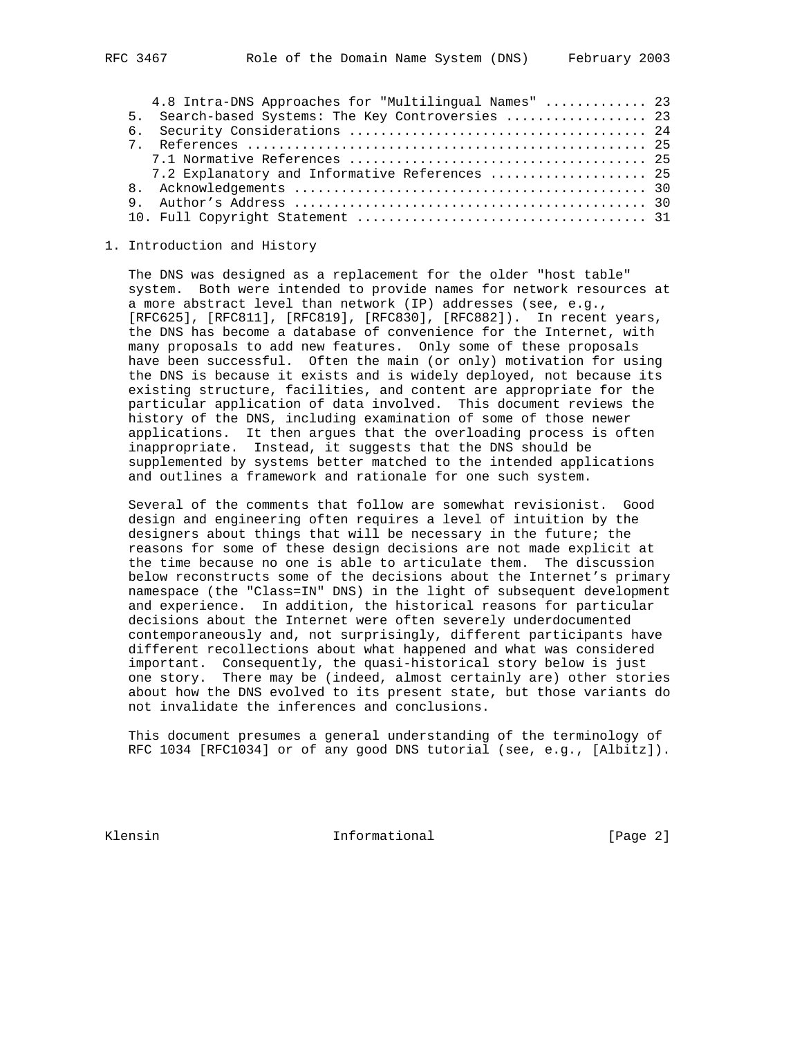4.8 Intra-DNS Approaches for "Multilingual Names" ............. 23
5. Search-based Systems: The Key Controversies .................. 23
6. Security Considerations ...................................... 24
7. References ................................................... 25
   7.1 Normative References ..................................... 25
   7.2 Explanatory and Informative References ................... 25
8. Acknowledgements ............................................. 30
9. Author's Address ............................................. 30
10. Full Copyright Statement .................................... 31

# 1. Introduction and History

The DNS was designed as a replacement for the older "host table" system. Both were intended to provide names for network resources at a more abstract level than network (IP) addresses (see, e.g., [RFC625], [RFC811], [RFC819], [RFC830], [RFC882]). In recent years, the DNS has become a database of convenience for the Internet, with many proposals to add new features. Only some of these proposals have been successful. Often the main (or only) motivation for using the DNS is because it exists and is widely deployed, not because its existing structure, facilities, and content are appropriate for the particular application of data involved. This document reviews the history of the DNS, including examination of some of those newer applications. It then argues that the overloading process is often inappropriate. Instead, it suggests that the DNS should be supplemented by systems better matched to the intended applications and outlines a framework and rationale for one such system.

Several of the comments that follow are somewhat revisionist. Good design and engineering often requires a level of intuition by the designers about things that will be necessary in the future; the reasons for some of these design decisions are not made explicit at the time because no one is able to articulate them. The discussion below reconstructs some of the decisions about the Internet's primary namespace (the "Class=IN" DNS) in the light of subsequent development and experience. In addition, the historical reasons for particular decisions about the Internet were often severely underdocumented contemporaneously and, not surprisingly, different participants have different recollections about what happened and what was considered important. Consequently, the quasi-historical story below is just one story. There may be (indeed, almost certainly are) other stories about how the DNS evolved to its present state, but those variants do not invalidate the inferences and conclusions.

This document presumes a general understanding of the terminology of RFC 1034 [RFC1034] or of any good DNS tutorial (see, e.g., [Albitz]).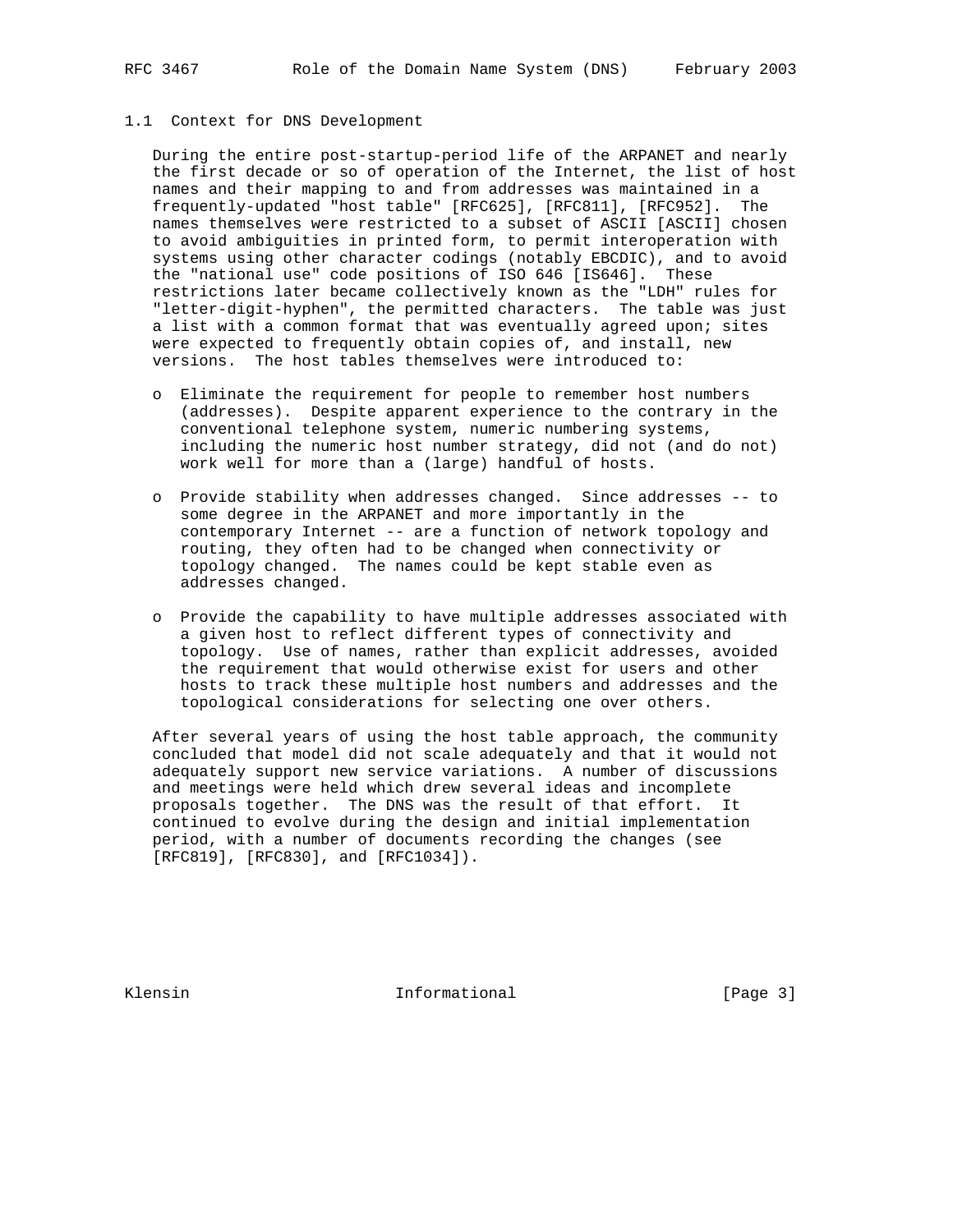## 1.1 Context for DNS Development

During the entire post-startup-period life of the ARPANET and nearly the first decade or so of operation of the Internet, the list of host names and their mapping to and from addresses was maintained in a frequently-updated "host table" [RFC625], [RFC811], [RFC952]. The names themselves were restricted to a subset of ASCII [ASCII] chosen to avoid ambiguities in printed form, to permit interoperation with systems using other character codings (notably EBCDIC), and to avoid the "national use" code positions of ISO 646 [IS646]. These restrictions later became collectively known as the "LDH" rules for "letter-digit-hyphen", the permitted characters. The table was just a list with a common format that was eventually agreed upon; sites were expected to frequently obtain copies of, and install, new versions. The host tables themselves were introduced to:

- Eliminate the requirement for people to remember host numbers (addresses). Despite apparent experience to the contrary in the conventional telephone system, numeric numbering systems, including the numeric host number strategy, did not (and do not) work well for more than a (large) handful of hosts.

- Provide stability when addresses changed. Since addresses -- to some degree in the ARPANET and more importantly in the contemporary Internet -- are a function of network topology and routing, they often had to be changed when connectivity or topology changed. The names could be kept stable even as addresses changed.

- Provide the capability to have multiple addresses associated with a given host to reflect different types of connectivity and topology. Use of names, rather than explicit addresses, avoided the requirement that would otherwise exist for users and other hosts to track these multiple host numbers and addresses and the topological considerations for selecting one over others.

After several years of using the host table approach, the community concluded that model did not scale adequately and that it would not adequately support new service variations. A number of discussions and meetings were held which drew several ideas and incomplete proposals together. The DNS was the result of that effort. It continued to evolve during the design and initial implementation period, with a number of documents recording the changes (see [RFC819], [RFC830], and [RFC1034]).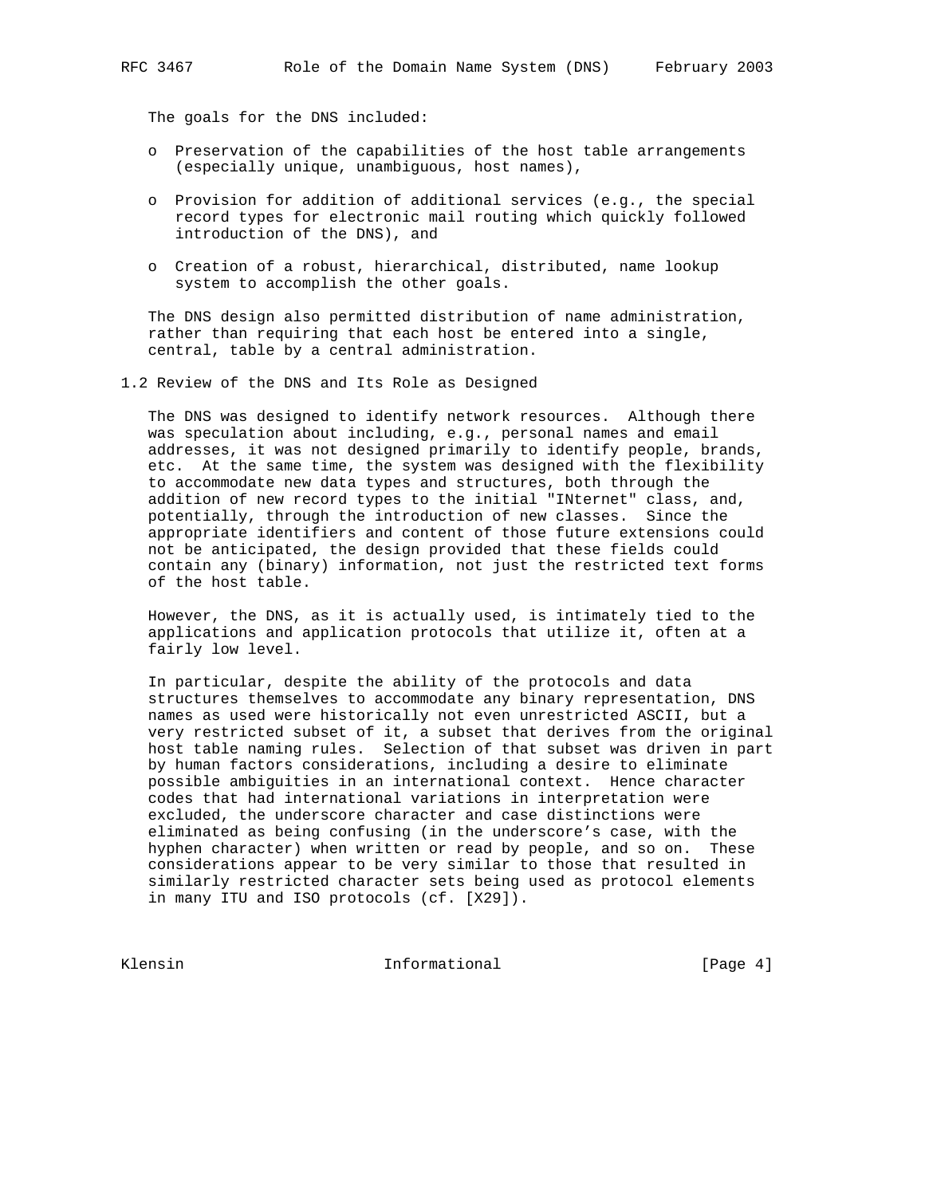The goals for the DNS included:

- Preservation of the capabilities of the host table arrangements (especially unique, unambiguous, host names),
- Provision for addition of additional services (e.g., the special record types for electronic mail routing which quickly followed introduction of the DNS), and
- Creation of a robust, hierarchical, distributed, name lookup system to accomplish the other goals.

The DNS design also permitted distribution of name administration, rather than requiring that each host be entered into a single, central, table by a central administration.

## 1.2 Review of the DNS and Its Role as Designed

The DNS was designed to identify network resources. Although there was speculation about including, e.g., personal names and email addresses, it was not designed primarily to identify people, brands, etc. At the same time, the system was designed with the flexibility to accommodate new data types and structures, both through the addition of new record types to the initial "INternet" class, and, potentially, through the introduction of new classes. Since the appropriate identifiers and content of those future extensions could not be anticipated, the design provided that these fields could contain any (binary) information, not just the restricted text forms of the host table.

However, the DNS, as it is actually used, is intimately tied to the applications and application protocols that utilize it, often at a fairly low level.

In particular, despite the ability of the protocols and data structures themselves to accommodate any binary representation, DNS names as used were historically not even unrestricted ASCII, but a very restricted subset of it, a subset that derives from the original host table naming rules. Selection of that subset was driven in part by human factors considerations, including a desire to eliminate possible ambiguities in an international context. Hence character codes that had international variations in interpretation were excluded, the underscore character and case distinctions were eliminated as being confusing (in the underscore's case, with the hyphen character) when written or read by people, and so on. These considerations appear to be very similar to those that resulted in similarly restricted character sets being used as protocol elements in many ITU and ISO protocols (cf. [X29]).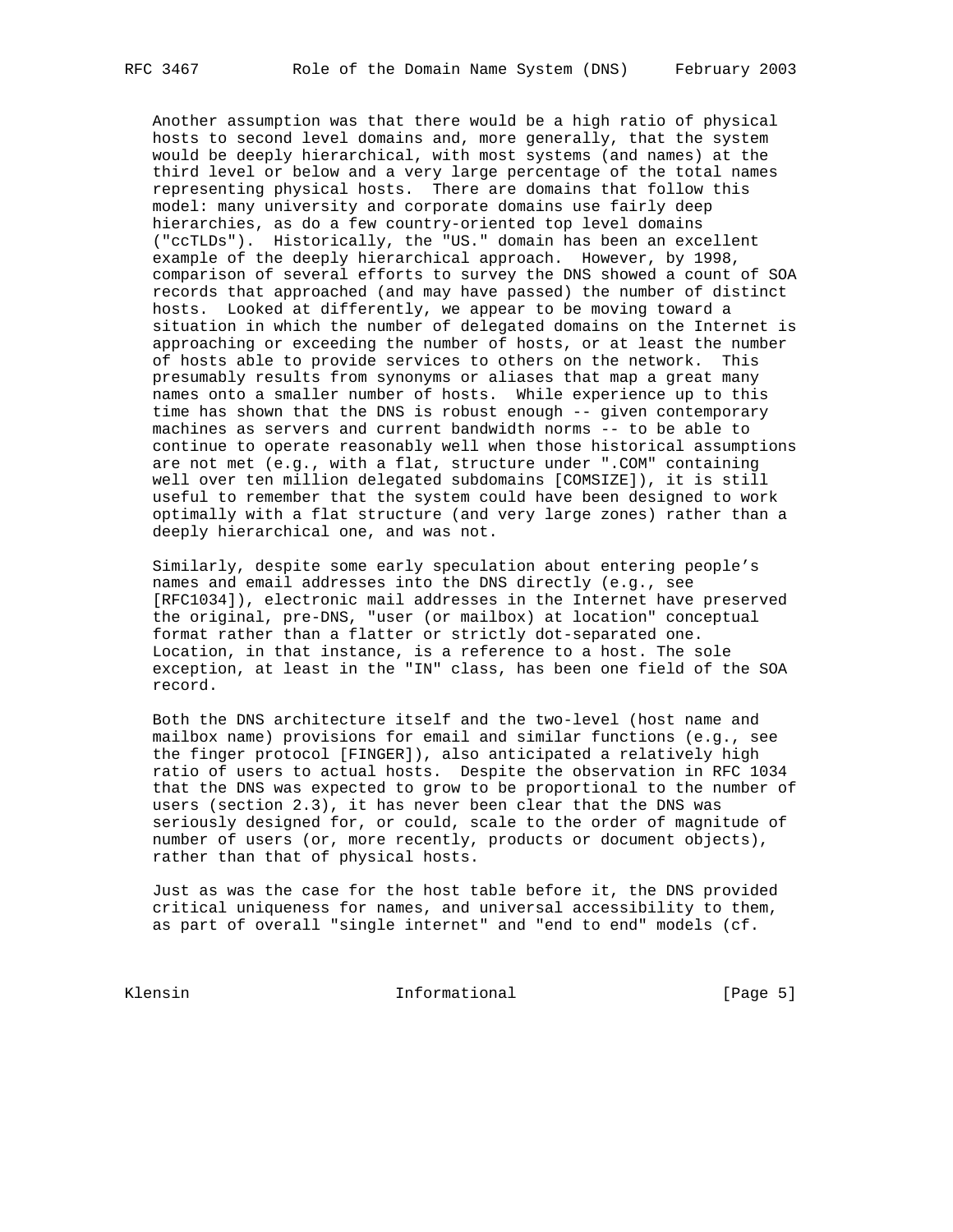Another assumption was that there would be a high ratio of physical hosts to second level domains and, more generally, that the system would be deeply hierarchical, with most systems (and names) at the third level or below and a very large percentage of the total names representing physical hosts. There are domains that follow this model: many university and corporate domains use fairly deep hierarchies, as do a few country-oriented top level domains ("ccTLDs"). Historically, the "US." domain has been an excellent example of the deeply hierarchical approach. However, by 1998, comparison of several efforts to survey the DNS showed a count of SOA records that approached (and may have passed) the number of distinct hosts. Looked at differently, we appear to be moving toward a situation in which the number of delegated domains on the Internet is approaching or exceeding the number of hosts, or at least the number of hosts able to provide services to others on the network. This presumably results from synonyms or aliases that map a great many names onto a smaller number of hosts. While experience up to this time has shown that the DNS is robust enough -- given contemporary machines as servers and current bandwidth norms -- to be able to continue to operate reasonably well when those historical assumptions are not met (e.g., with a flat, structure under ".COM" containing well over ten million delegated subdomains [COMSIZE]), it is still useful to remember that the system could have been designed to work optimally with a flat structure (and very large zones) rather than a deeply hierarchical one, and was not.

Similarly, despite some early speculation about entering people's names and email addresses into the DNS directly (e.g., see [RFC1034]), electronic mail addresses in the Internet have preserved the original, pre-DNS, "user (or mailbox) at location" conceptual format rather than a flatter or strictly dot-separated one. Location, in that instance, is a reference to a host. The sole exception, at least in the "IN" class, has been one field of the SOA record.

Both the DNS architecture itself and the two-level (host name and mailbox name) provisions for email and similar functions (e.g., see the finger protocol [FINGER]), also anticipated a relatively high ratio of users to actual hosts. Despite the observation in RFC 1034 that the DNS was expected to grow to be proportional to the number of users (section 2.3), it has never been clear that the DNS was seriously designed for, or could, scale to the order of magnitude of number of users (or, more recently, products or document objects), rather than that of physical hosts.

Just as was the case for the host table before it, the DNS provided critical uniqueness for names, and universal accessibility to them, as part of overall "single internet" and "end to end" models (cf.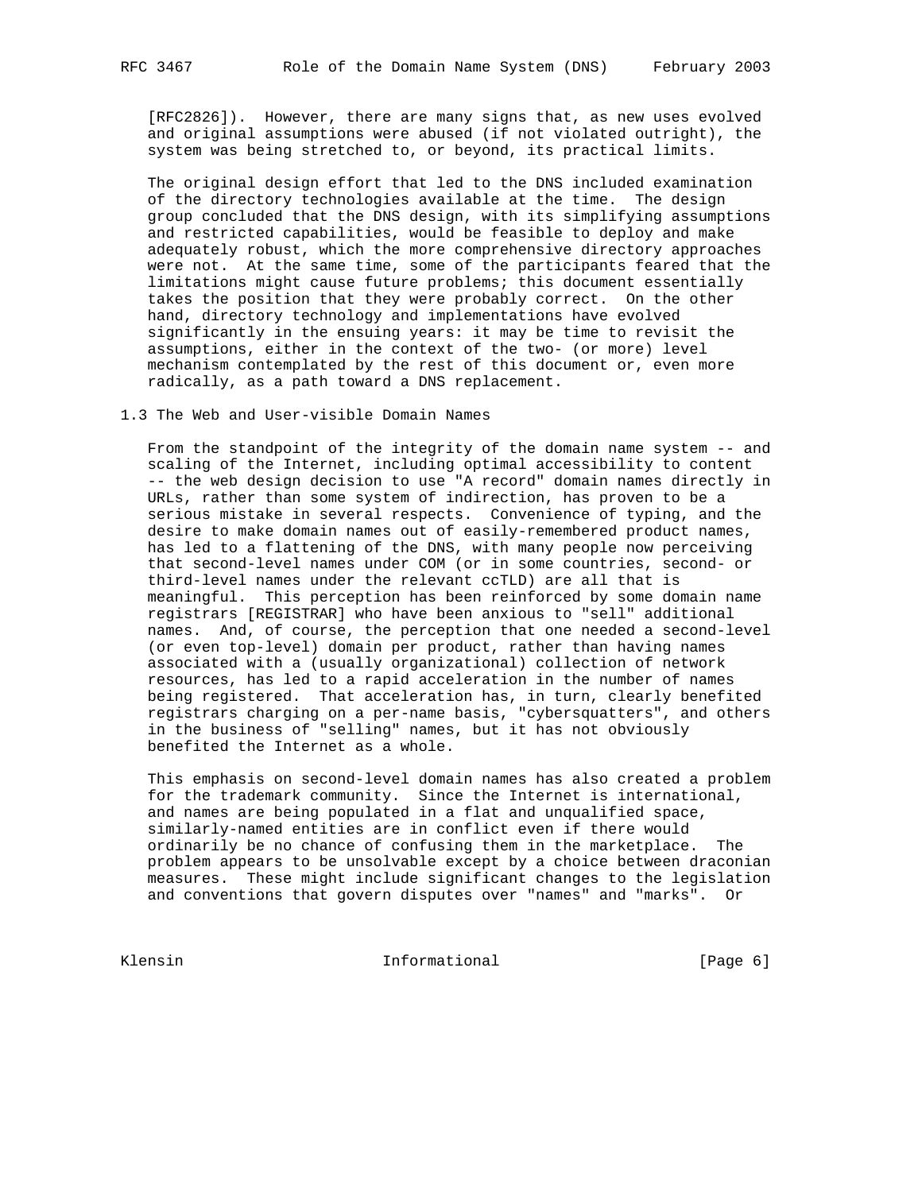[RFC2826]). However, there are many signs that, as new uses evolved and original assumptions were abused (if not violated outright), the system was being stretched to, or beyond, its practical limits.

The original design effort that led to the DNS included examination of the directory technologies available at the time. The design group concluded that the DNS design, with its simplifying assumptions and restricted capabilities, would be feasible to deploy and make adequately robust, which the more comprehensive directory approaches were not. At the same time, some of the participants feared that the limitations might cause future problems; this document essentially takes the position that they were probably correct. On the other hand, directory technology and implementations have evolved significantly in the ensuing years: it may be time to revisit the assumptions, either in the context of the two- (or more) level mechanism contemplated by the rest of this document or, even more radically, as a path toward a DNS replacement.

## 1.3 The Web and User-visible Domain Names

From the standpoint of the integrity of the domain name system -- and scaling of the Internet, including optimal accessibility to content -- the web design decision to use "A record" domain names directly in URLs, rather than some system of indirection, has proven to be a serious mistake in several respects. Convenience of typing, and the desire to make domain names out of easily-remembered product names, has led to a flattening of the DNS, with many people now perceiving that second-level names under COM (or in some countries, second- or third-level names under the relevant ccTLD) are all that is meaningful. This perception has been reinforced by some domain name registrars [REGISTRAR] who have been anxious to "sell" additional names. And, of course, the perception that one needed a second-level (or even top-level) domain per product, rather than having names associated with a (usually organizational) collection of network resources, has led to a rapid acceleration in the number of names being registered. That acceleration has, in turn, clearly benefited registrars charging on a per-name basis, "cybersquatters", and others in the business of "selling" names, but it has not obviously benefited the Internet as a whole.

This emphasis on second-level domain names has also created a problem for the trademark community. Since the Internet is international, and names are being populated in a flat and unqualified space, similarly-named entities are in conflict even if there would ordinarily be no chance of confusing them in the marketplace. The problem appears to be unsolvable except by a choice between draconian measures. These might include significant changes to the legislation and conventions that govern disputes over "names" and "marks". Or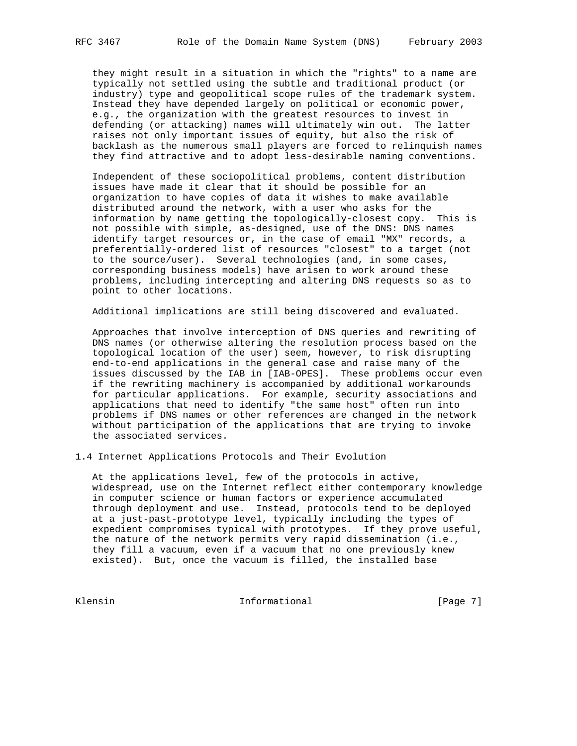they might result in a situation in which the "rights" to a name are typically not settled using the subtle and traditional product (or industry) type and geopolitical scope rules of the trademark system. Instead they have depended largely on political or economic power, e.g., the organization with the greatest resources to invest in defending (or attacking) names will ultimately win out. The latter raises not only important issues of equity, but also the risk of backlash as the numerous small players are forced to relinquish names they find attractive and to adopt less-desirable naming conventions.

Independent of these sociopolitical problems, content distribution issues have made it clear that it should be possible for an organization to have copies of data it wishes to make available distributed around the network, with a user who asks for the information by name getting the topologically-closest copy. This is not possible with simple, as-designed, use of the DNS: DNS names identify target resources or, in the case of email "MX" records, a preferentially-ordered list of resources "closest" to a target (not to the source/user). Several technologies (and, in some cases, corresponding business models) have arisen to work around these problems, including intercepting and altering DNS requests so as to point to other locations.

Additional implications are still being discovered and evaluated.

Approaches that involve interception of DNS queries and rewriting of DNS names (or otherwise altering the resolution process based on the topological location of the user) seem, however, to risk disrupting end-to-end applications in the general case and raise many of the issues discussed by the IAB in [IAB-OPES]. These problems occur even if the rewriting machinery is accompanied by additional workarounds for particular applications. For example, security associations and applications that need to identify "the same host" often run into problems if DNS names or other references are changed in the network without participation of the applications that are trying to invoke the associated services.

## 1.4 Internet Applications Protocols and Their Evolution

At the applications level, few of the protocols in active, widespread, use on the Internet reflect either contemporary knowledge in computer science or human factors or experience accumulated through deployment and use. Instead, protocols tend to be deployed at a just-past-prototype level, typically including the types of expedient compromises typical with prototypes. If they prove useful, the nature of the network permits very rapid dissemination (i.e., they fill a vacuum, even if a vacuum that no one previously knew existed). But, once the vacuum is filled, the installed base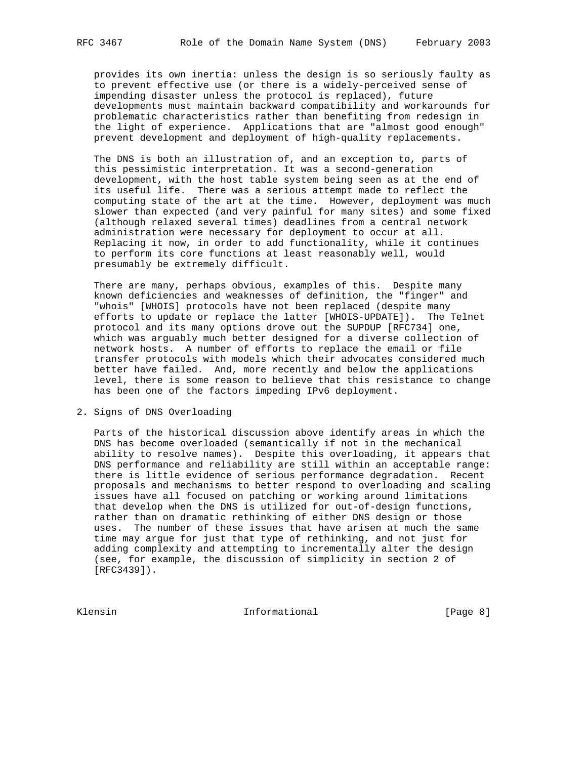provides its own inertia: unless the design is so seriously faulty as to prevent effective use (or there is a widely-perceived sense of impending disaster unless the protocol is replaced), future developments must maintain backward compatibility and workarounds for problematic characteristics rather than benefiting from redesign in the light of experience. Applications that are "almost good enough" prevent development and deployment of high-quality replacements.

The DNS is both an illustration of, and an exception to, parts of this pessimistic interpretation. It was a second-generation development, with the host table system being seen as at the end of its useful life. There was a serious attempt made to reflect the computing state of the art at the time. However, deployment was much slower than expected (and very painful for many sites) and some fixed (although relaxed several times) deadlines from a central network administration were necessary for deployment to occur at all. Replacing it now, in order to add functionality, while it continues to perform its core functions at least reasonably well, would presumably be extremely difficult.

There are many, perhaps obvious, examples of this. Despite many known deficiencies and weaknesses of definition, the "finger" and "whois" [WHOIS] protocols have not been replaced (despite many efforts to update or replace the latter [WHOIS-UPDATE]). The Telnet protocol and its many options drove out the SUPDUP [RFC734] one, which was arguably much better designed for a diverse collection of network hosts. A number of efforts to replace the email or file transfer protocols with models which their advocates considered much better have failed. And, more recently and below the applications level, there is some reason to believe that this resistance to change has been one of the factors impeding IPv6 deployment.

## 2. Signs of DNS Overloading

Parts of the historical discussion above identify areas in which the DNS has become overloaded (semantically if not in the mechanical ability to resolve names). Despite this overloading, it appears that DNS performance and reliability are still within an acceptable range: there is little evidence of serious performance degradation. Recent proposals and mechanisms to better respond to overloading and scaling issues have all focused on patching or working around limitations that develop when the DNS is utilized for out-of-design functions, rather than on dramatic rethinking of either DNS design or those uses. The number of these issues that have arisen at much the same time may argue for just that type of rethinking, and not just for adding complexity and attempting to incrementally alter the design (see, for example, the discussion of simplicity in section 2 of [RFC3439]).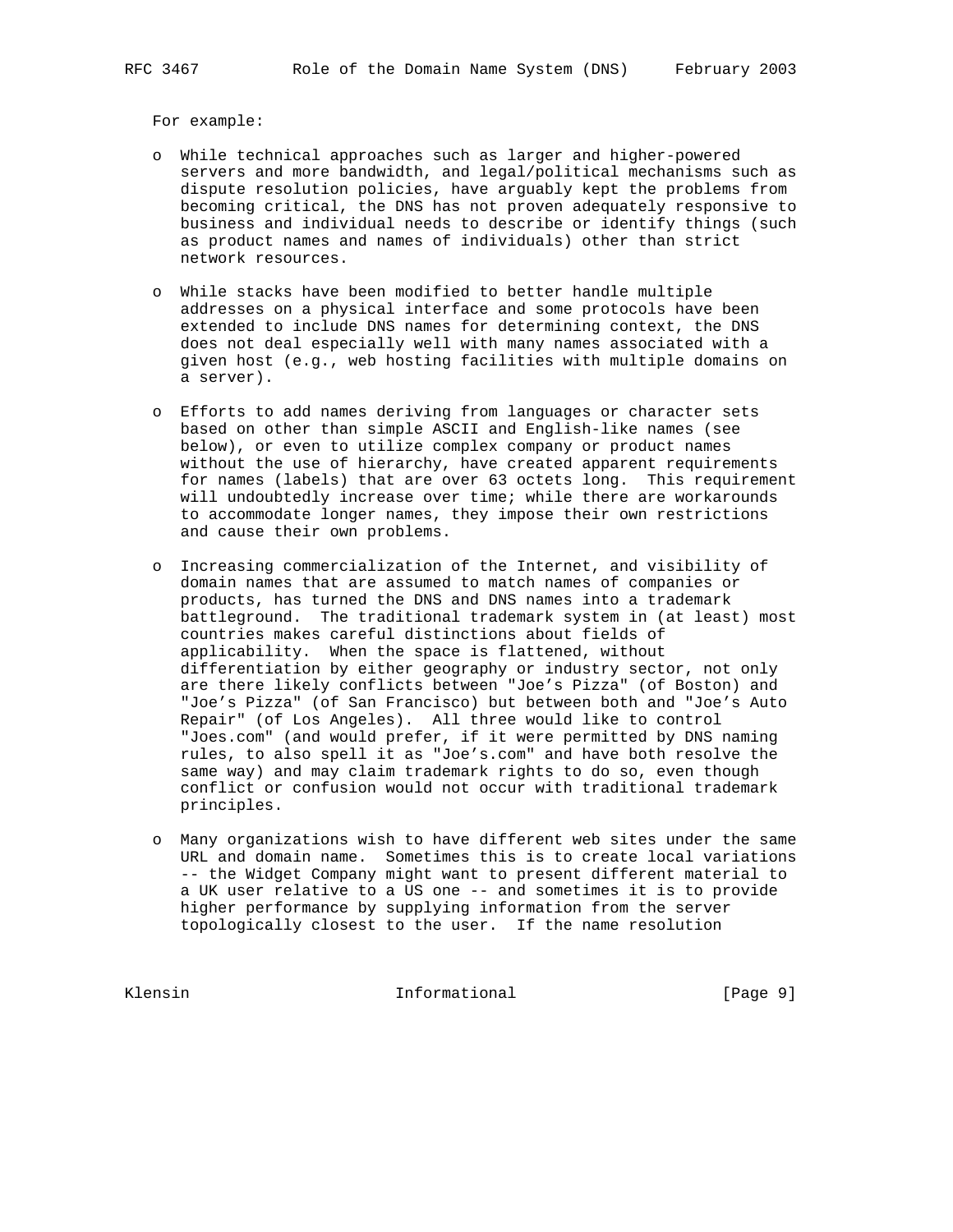For example:

- While technical approaches such as larger and higher-powered servers and more bandwidth, and legal/political mechanisms such as dispute resolution policies, have arguably kept the problems from becoming critical, the DNS has not proven adequately responsive to business and individual needs to describe or identify things (such as product names and names of individuals) other than strict network resources.

- While stacks have been modified to better handle multiple addresses on a physical interface and some protocols have been extended to include DNS names for determining context, the DNS does not deal especially well with many names associated with a given host (e.g., web hosting facilities with multiple domains on a server).

- Efforts to add names deriving from languages or character sets based on other than simple ASCII and English-like names (see below), or even to utilize complex company or product names without the use of hierarchy, have created apparent requirements for names (labels) that are over 63 octets long. This requirement will undoubtedly increase over time; while there are workarounds to accommodate longer names, they impose their own restrictions and cause their own problems.

- Increasing commercialization of the Internet, and visibility of domain names that are assumed to match names of companies or products, has turned the DNS and DNS names into a trademark battleground. The traditional trademark system in (at least) most countries makes careful distinctions about fields of applicability. When the space is flattened, without differentiation by either geography or industry sector, not only are there likely conflicts between "Joe’s Pizza" (of Boston) and "Joe’s Pizza" (of San Francisco) but between both and "Joe’s Auto Repair" (of Los Angeles). All three would like to control "Joes.com" (and would prefer, if it were permitted by DNS naming rules, to also spell it as "Joe’s.com" and have both resolve the same way) and may claim trademark rights to do so, even though conflict or confusion would not occur with traditional trademark principles.

- Many organizations wish to have different web sites under the same URL and domain name. Sometimes this is to create local variations -- the Widget Company might want to present different material to a UK user relative to a US one -- and sometimes it is to provide higher performance by supplying information from the server topologically closest to the user. If the name resolution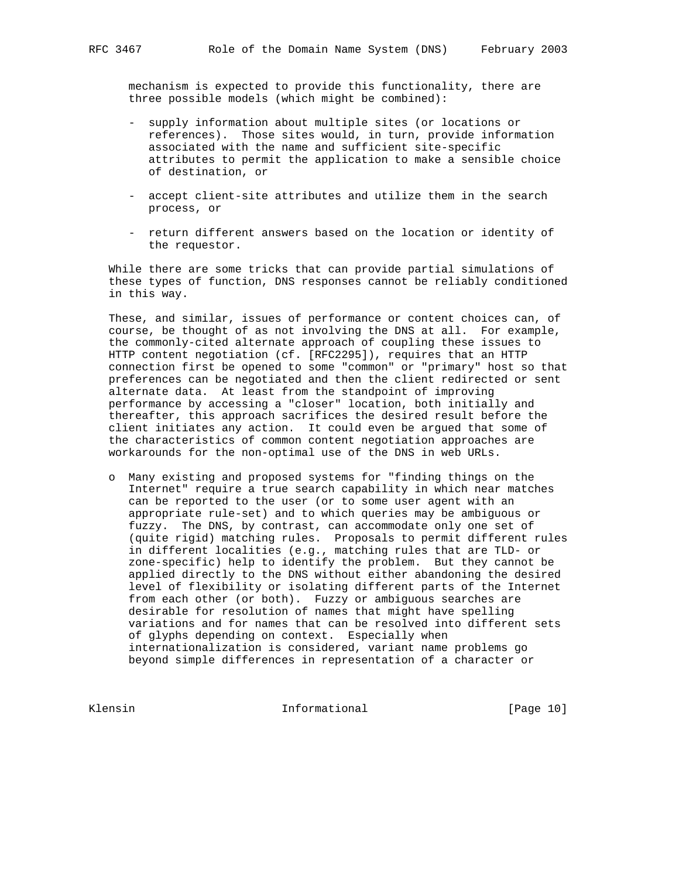mechanism is expected to provide this functionality, there are three possible models (which might be combined):

- supply information about multiple sites (or locations or references). Those sites would, in turn, provide information associated with the name and sufficient site-specific attributes to permit the application to make a sensible choice of destination, or

- accept client-site attributes and utilize them in the search process, or

- return different answers based on the location or identity of the requestor.

While there are some tricks that can provide partial simulations of these types of function, DNS responses cannot be reliably conditioned in this way.

These, and similar, issues of performance or content choices can, of course, be thought of as not involving the DNS at all. For example, the commonly-cited alternate approach of coupling these issues to HTTP content negotiation (cf. [RFC2295]), requires that an HTTP connection first be opened to some "common" or "primary" host so that preferences can be negotiated and then the client redirected or sent alternate data. At least from the standpoint of improving performance by accessing a "closer" location, both initially and thereafter, this approach sacrifices the desired result before the client initiates any action. It could even be argued that some of the characteristics of common content negotiation approaches are workarounds for the non-optimal use of the DNS in web URLs.

- Many existing and proposed systems for "finding things on the Internet" require a true search capability in which near matches can be reported to the user (or to some user agent with an appropriate rule-set) and to which queries may be ambiguous or fuzzy. The DNS, by contrast, can accommodate only one set of (quite rigid) matching rules. Proposals to permit different rules in different localities (e.g., matching rules that are TLD- or zone-specific) help to identify the problem. But they cannot be applied directly to the DNS without either abandoning the desired level of flexibility or isolating different parts of the Internet from each other (or both). Fuzzy or ambiguous searches are desirable for resolution of names that might have spelling variations and for names that can be resolved into different sets of glyphs depending on context. Especially when internationalization is considered, variant name problems go beyond simple differences in representation of a character or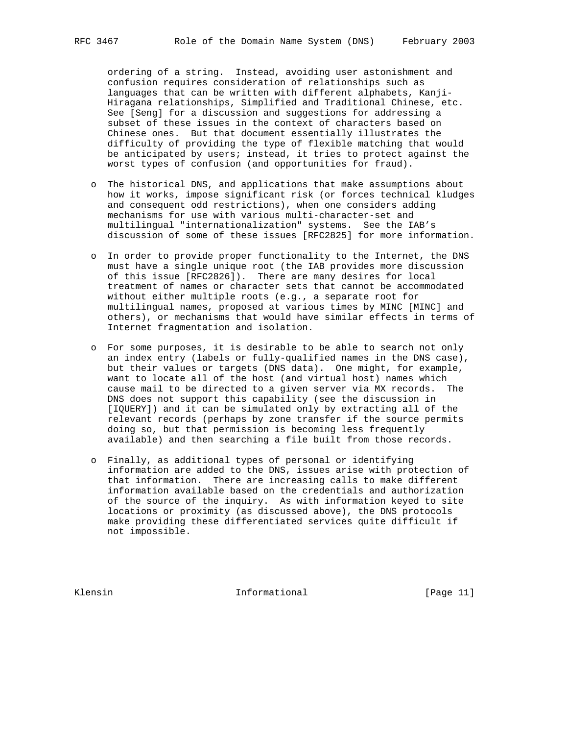ordering of a string. Instead, avoiding user astonishment and confusion requires consideration of relationships such as languages that can be written with different alphabets, Kanji-Hiragana relationships, Simplified and Traditional Chinese, etc. See [Seng] for a discussion and suggestions for addressing a subset of these issues in the context of characters based on Chinese ones. But that document essentially illustrates the difficulty of providing the type of flexible matching that would be anticipated by users; instead, it tries to protect against the worst types of confusion (and opportunities for fraud).

- The historical DNS, and applications that make assumptions about how it works, impose significant risk (or forces technical kludges and consequent odd restrictions), when one considers adding mechanisms for use with various multi-character-set and multilingual "internationalization" systems. See the IAB's discussion of some of these issues [RFC2825] for more information.

- In order to provide proper functionality to the Internet, the DNS must have a single unique root (the IAB provides more discussion of this issue [RFC2826]). There are many desires for local treatment of names or character sets that cannot be accommodated without either multiple roots (e.g., a separate root for multilingual names, proposed at various times by MINC [MINC] and others), or mechanisms that would have similar effects in terms of Internet fragmentation and isolation.

- For some purposes, it is desirable to be able to search not only an index entry (labels or fully-qualified names in the DNS case), but their values or targets (DNS data). One might, for example, want to locate all of the host (and virtual host) names which cause mail to be directed to a given server via MX records. The DNS does not support this capability (see the discussion in [IQUERY]) and it can be simulated only by extracting all of the relevant records (perhaps by zone transfer if the source permits doing so, but that permission is becoming less frequently available) and then searching a file built from those records.

- Finally, as additional types of personal or identifying information are added to the DNS, issues arise with protection of that information. There are increasing calls to make different information available based on the credentials and authorization of the source of the inquiry. As with information keyed to site locations or proximity (as discussed above), the DNS protocols make providing these differentiated services quite difficult if not impossible.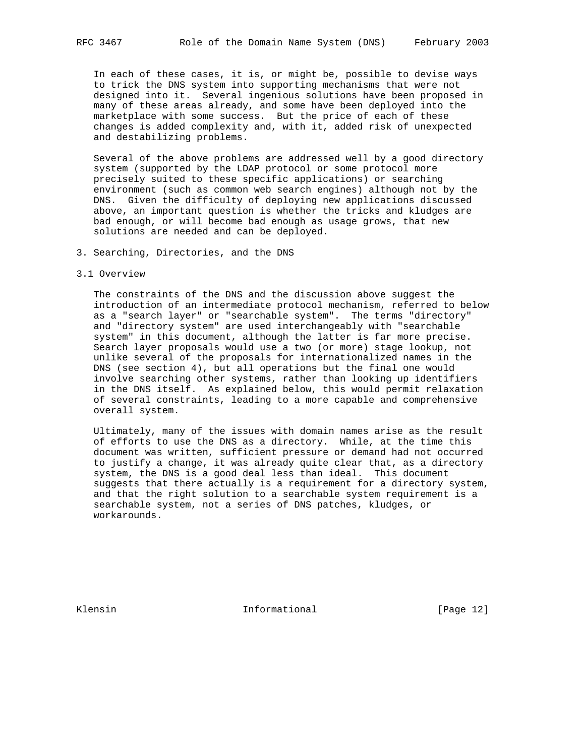In each of these cases, it is, or might be, possible to devise ways to trick the DNS system into supporting mechanisms that were not designed into it. Several ingenious solutions have been proposed in many of these areas already, and some have been deployed into the marketplace with some success. But the price of each of these changes is added complexity and, with it, added risk of unexpected and destabilizing problems.

Several of the above problems are addressed well by a good directory system (supported by the LDAP protocol or some protocol more precisely suited to these specific applications) or searching environment (such as common web search engines) although not by the DNS. Given the difficulty of deploying new applications discussed above, an important question is whether the tricks and kludges are bad enough, or will become bad enough as usage grows, that new solutions are needed and can be deployed.

## 3. Searching, Directories, and the DNS

### 3.1 Overview

The constraints of the DNS and the discussion above suggest the introduction of an intermediate protocol mechanism, referred to below as a "search layer" or "searchable system". The terms "directory" and "directory system" are used interchangeably with "searchable system" in this document, although the latter is far more precise. Search layer proposals would use a two (or more) stage lookup, not unlike several of the proposals for internationalized names in the DNS (see section 4), but all operations but the final one would involve searching other systems, rather than looking up identifiers in the DNS itself. As explained below, this would permit relaxation of several constraints, leading to a more capable and comprehensive overall system.

Ultimately, many of the issues with domain names arise as the result of efforts to use the DNS as a directory. While, at the time this document was written, sufficient pressure or demand had not occurred to justify a change, it was already quite clear that, as a directory system, the DNS is a good deal less than ideal. This document suggests that there actually is a requirement for a directory system, and that the right solution to a searchable system requirement is a searchable system, not a series of DNS patches, kludges, or workarounds.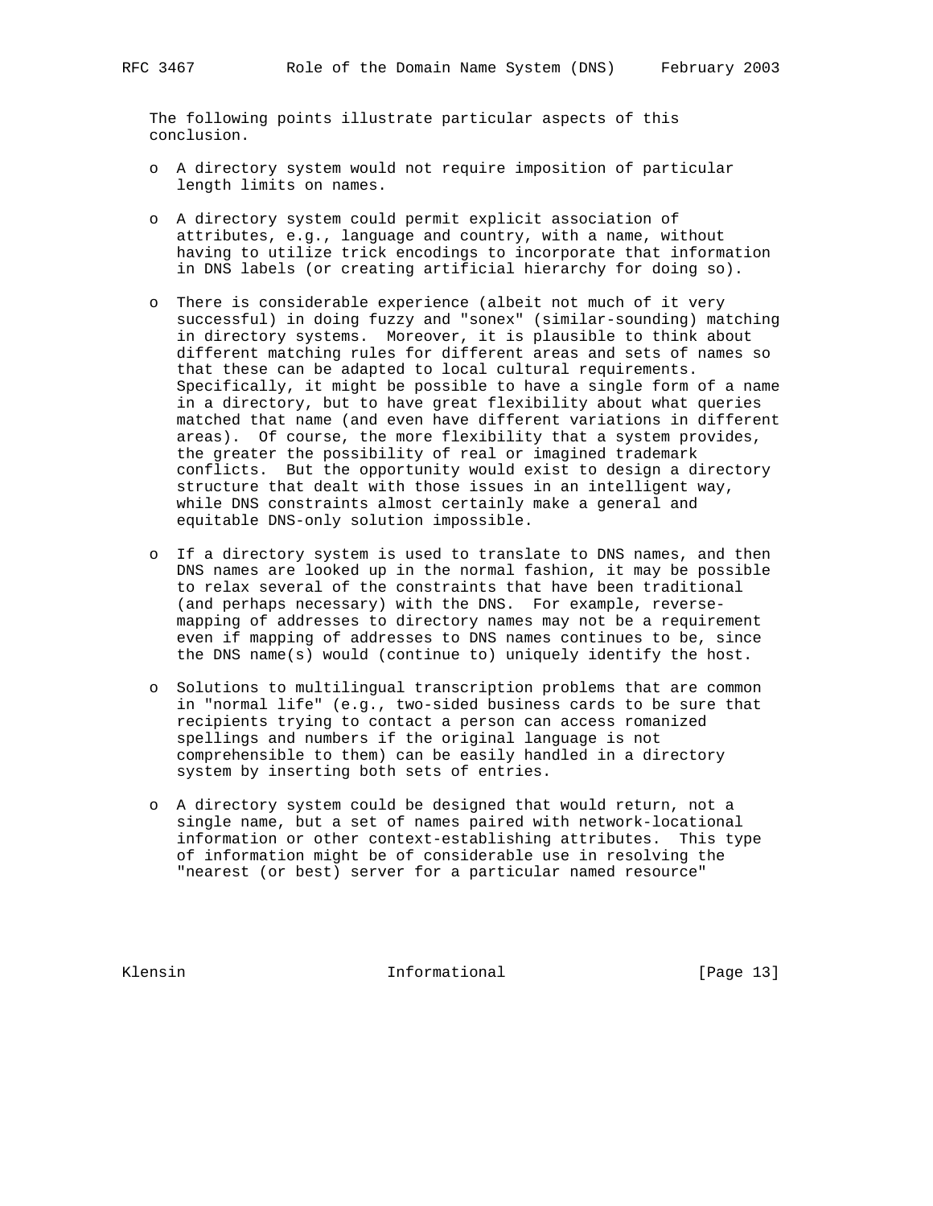The following points illustrate particular aspects of this conclusion.

- A directory system would not require imposition of particular length limits on names.

- A directory system could permit explicit association of attributes, e.g., language and country, with a name, without having to utilize trick encodings to incorporate that information in DNS labels (or creating artificial hierarchy for doing so).

- There is considerable experience (albeit not much of it very successful) in doing fuzzy and "sonex" (similar-sounding) matching in directory systems. Moreover, it is plausible to think about different matching rules for different areas and sets of names so that these can be adapted to local cultural requirements. Specifically, it might be possible to have a single form of a name in a directory, but to have great flexibility about what queries matched that name (and even have different variations in different areas). Of course, the more flexibility that a system provides, the greater the possibility of real or imagined trademark conflicts. But the opportunity would exist to design a directory structure that dealt with those issues in an intelligent way, while DNS constraints almost certainly make a general and equitable DNS-only solution impossible.

- If a directory system is used to translate to DNS names, and then DNS names are looked up in the normal fashion, it may be possible to relax several of the constraints that have been traditional (and perhaps necessary) with the DNS. For example, reverse-mapping of addresses to directory names may not be a requirement even if mapping of addresses to DNS names continues to be, since the DNS name(s) would (continue to) uniquely identify the host.

- Solutions to multilingual transcription problems that are common in "normal life" (e.g., two-sided business cards to be sure that recipients trying to contact a person can access romanized spellings and numbers if the original language is not comprehensible to them) can be easily handled in a directory system by inserting both sets of entries.

- A directory system could be designed that would return, not a single name, but a set of names paired with network-locational information or other context-establishing attributes. This type of information might be of considerable use in resolving the "nearest (or best) server for a particular named resource"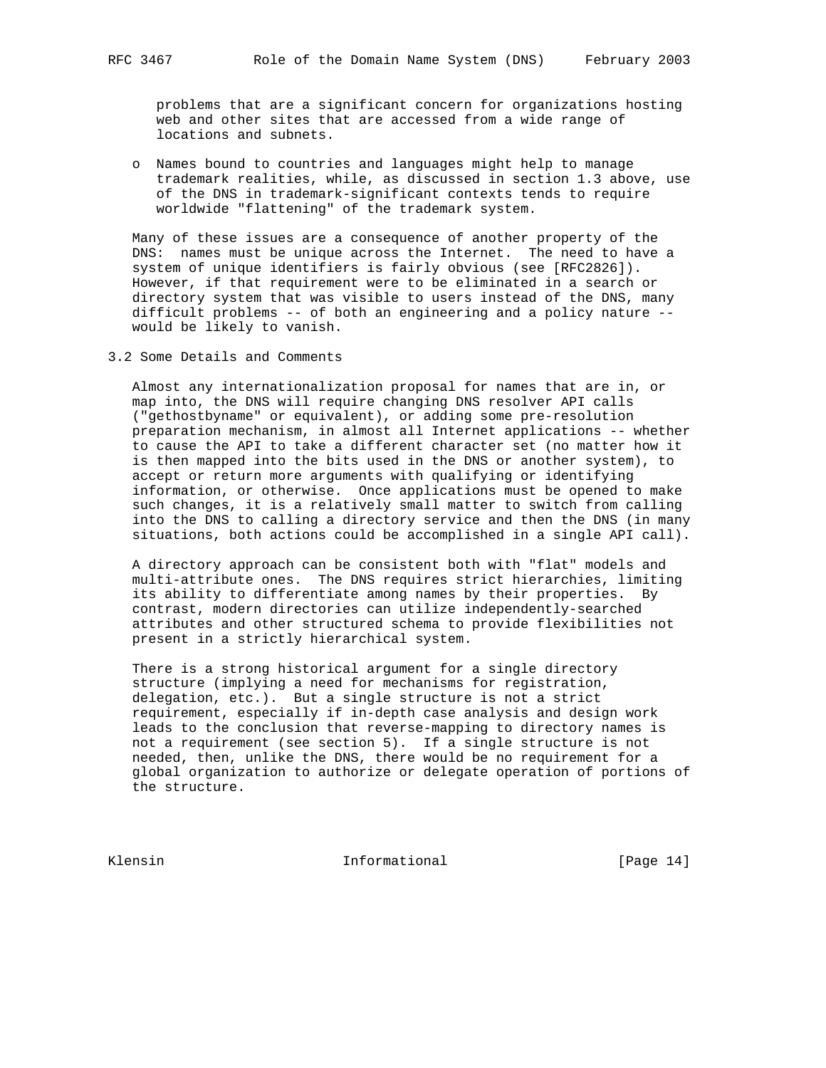problems that are a significant concern for organizations hosting web and other sites that are accessed from a wide range of locations and subnets.

- Names bound to countries and languages might help to manage trademark realities, while, as discussed in section 1.3 above, use of the DNS in trademark-significant contexts tends to require worldwide "flattening" of the trademark system.

Many of these issues are a consequence of another property of the DNS: names must be unique across the Internet. The need to have a system of unique identifiers is fairly obvious (see [RFC2826]). However, if that requirement were to be eliminated in a search or directory system that was visible to users instead of the DNS, many difficult problems -- of both an engineering and a policy nature -- would be likely to vanish.

## 3.2 Some Details and Comments

Almost any internationalization proposal for names that are in, or map into, the DNS will require changing DNS resolver API calls ("gethostbyname" or equivalent), or adding some pre-resolution preparation mechanism, in almost all Internet applications -- whether to cause the API to take a different character set (no matter how it is then mapped into the bits used in the DNS or another system), to accept or return more arguments with qualifying or identifying information, or otherwise. Once applications must be opened to make such changes, it is a relatively small matter to switch from calling into the DNS to calling a directory service and then the DNS (in many situations, both actions could be accomplished in a single API call).

A directory approach can be consistent both with "flat" models and multi-attribute ones. The DNS requires strict hierarchies, limiting its ability to differentiate among names by their properties. By contrast, modern directories can utilize independently-searched attributes and other structured schema to provide flexibilities not present in a strictly hierarchical system.

There is a strong historical argument for a single directory structure (implying a need for mechanisms for registration, delegation, etc.). But a single structure is not a strict requirement, especially if in-depth case analysis and design work leads to the conclusion that reverse-mapping to directory names is not a requirement (see section 5). If a single structure is not needed, then, unlike the DNS, there would be no requirement for a global organization to authorize or delegate operation of portions of the structure.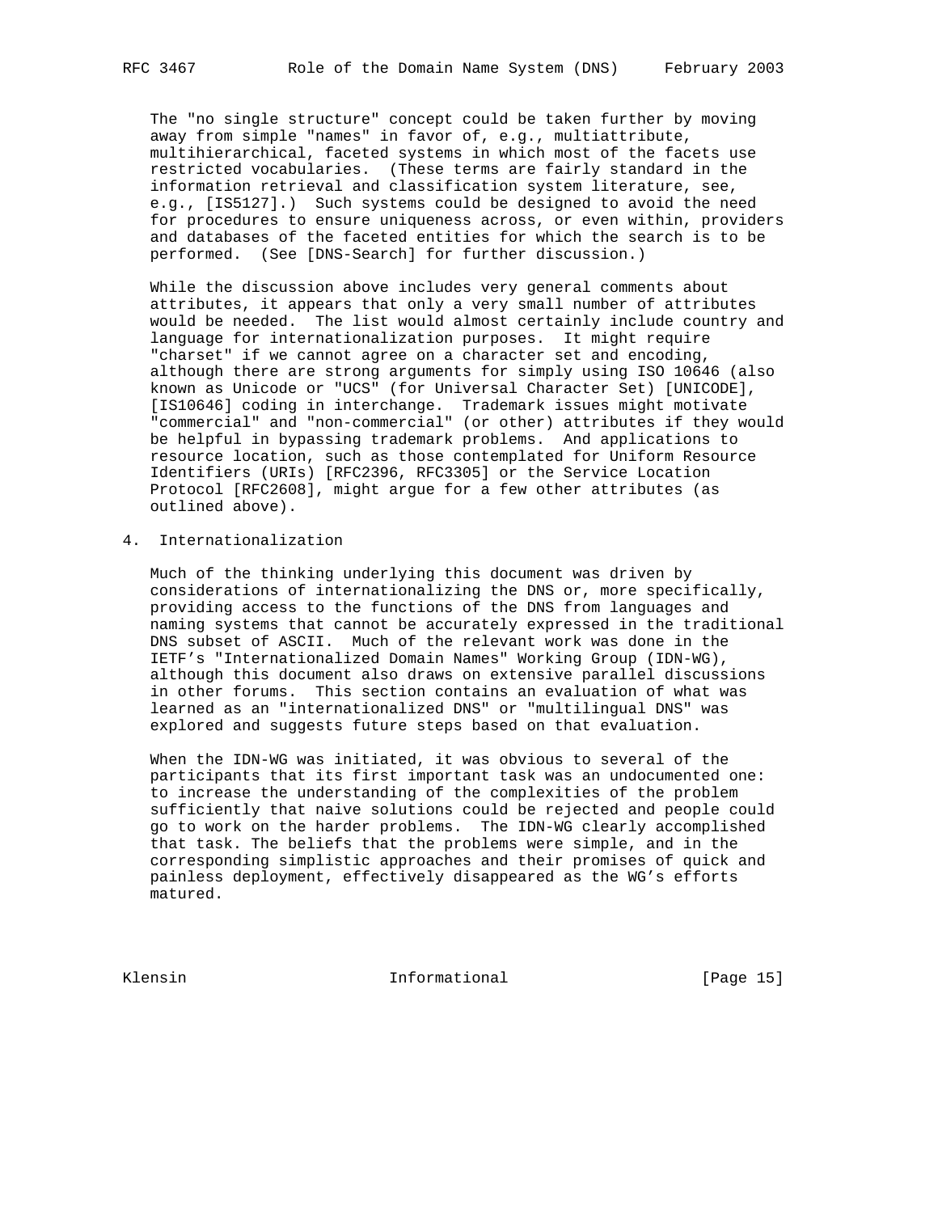The "no single structure" concept could be taken further by moving away from simple "names" in favor of, e.g., multiattribute, multihierarchical, faceted systems in which most of the facets use restricted vocabularies. (These terms are fairly standard in the information retrieval and classification system literature, see, e.g., [IS5127].) Such systems could be designed to avoid the need for procedures to ensure uniqueness across, or even within, providers and databases of the faceted entities for which the search is to be performed. (See [DNS-Search] for further discussion.)

While the discussion above includes very general comments about attributes, it appears that only a very small number of attributes would be needed. The list would almost certainly include country and language for internationalization purposes. It might require "charset" if we cannot agree on a character set and encoding, although there are strong arguments for simply using ISO 10646 (also known as Unicode or "UCS" (for Universal Character Set) [UNICODE], [IS10646] coding in interchange. Trademark issues might motivate "commercial" and "non-commercial" (or other) attributes if they would be helpful in bypassing trademark problems. And applications to resource location, such as those contemplated for Uniform Resource Identifiers (URIs) [RFC2396, RFC3305] or the Service Location Protocol [RFC2608], might argue for a few other attributes (as outlined above).

## 4. Internationalization

Much of the thinking underlying this document was driven by considerations of internationalizing the DNS or, more specifically, providing access to the functions of the DNS from languages and naming systems that cannot be accurately expressed in the traditional DNS subset of ASCII. Much of the relevant work was done in the IETF's "Internationalized Domain Names" Working Group (IDN-WG), although this document also draws on extensive parallel discussions in other forums. This section contains an evaluation of what was learned as an "internationalized DNS" or "multilingual DNS" was explored and suggests future steps based on that evaluation.

When the IDN-WG was initiated, it was obvious to several of the participants that its first important task was an undocumented one: to increase the understanding of the complexities of the problem sufficiently that naive solutions could be rejected and people could go to work on the harder problems. The IDN-WG clearly accomplished that task. The beliefs that the problems were simple, and in the corresponding simplistic approaches and their promises of quick and painless deployment, effectively disappeared as the WG's efforts matured.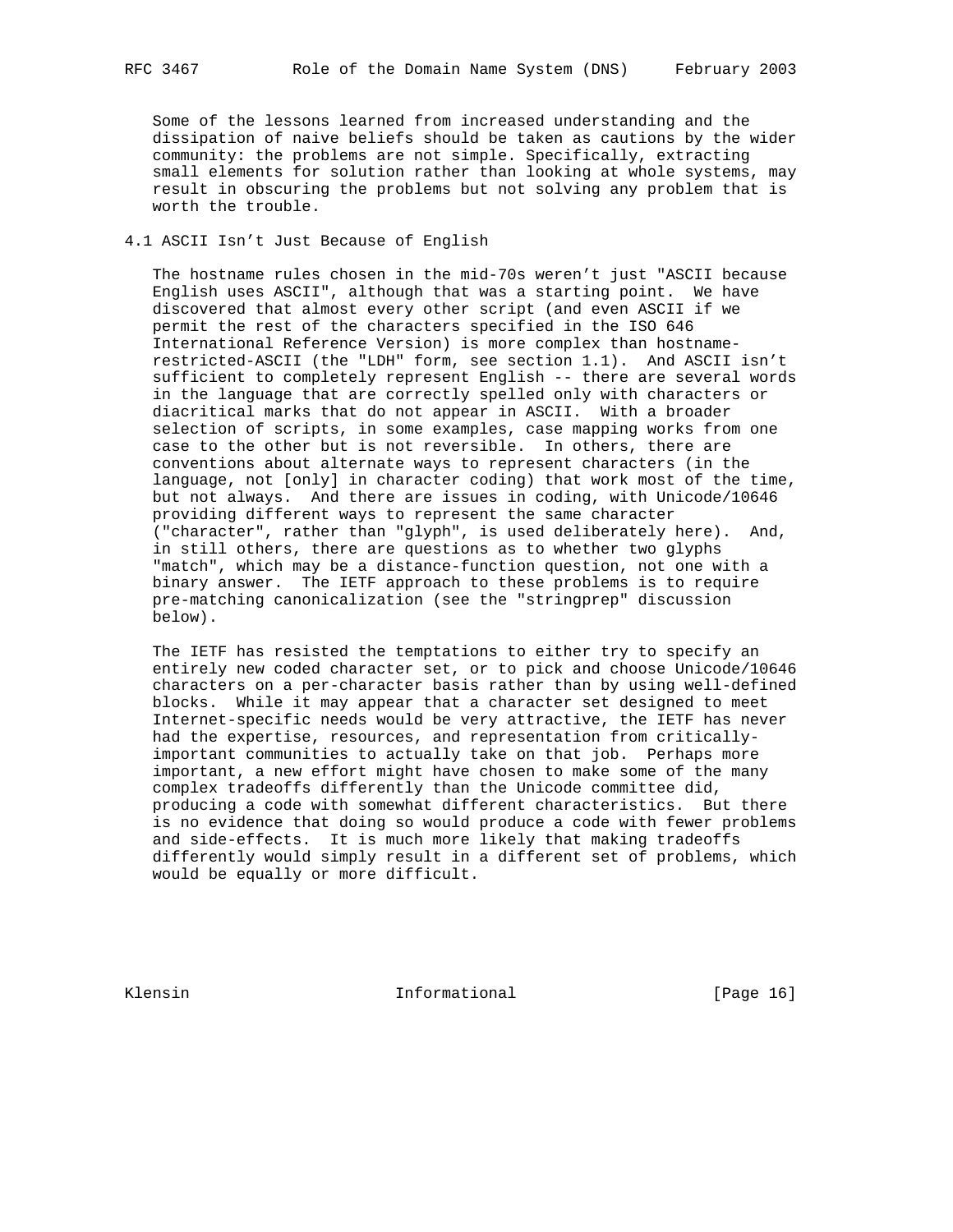Some of the lessons learned from increased understanding and the dissipation of naive beliefs should be taken as cautions by the wider community: the problems are not simple. Specifically, extracting small elements for solution rather than looking at whole systems, may result in obscuring the problems but not solving any problem that is worth the trouble.

## 4.1 ASCII Isn't Just Because of English

The hostname rules chosen in the mid-70s weren't just "ASCII because English uses ASCII", although that was a starting point. We have discovered that almost every other script (and even ASCII if we permit the rest of the characters specified in the ISO 646 International Reference Version) is more complex than hostname-restricted-ASCII (the "LDH" form, see section 1.1). And ASCII isn't sufficient to completely represent English -- there are several words in the language that are correctly spelled only with characters or diacritical marks that do not appear in ASCII. With a broader selection of scripts, in some examples, case mapping works from one case to the other but is not reversible. In others, there are conventions about alternate ways to represent characters (in the language, not [only] in character coding) that work most of the time, but not always. And there are issues in coding, with Unicode/10646 providing different ways to represent the same character ("character", rather than "glyph", is used deliberately here). And, in still others, there are questions as to whether two glyphs "match", which may be a distance-function question, not one with a binary answer. The IETF approach to these problems is to require pre-matching canonicalization (see the "stringprep" discussion below).

The IETF has resisted the temptations to either try to specify an entirely new coded character set, or to pick and choose Unicode/10646 characters on a per-character basis rather than by using well-defined blocks. While it may appear that a character set designed to meet Internet-specific needs would be very attractive, the IETF has never had the expertise, resources, and representation from critically-important communities to actually take on that job. Perhaps more important, a new effort might have chosen to make some of the many complex tradeoffs differently than the Unicode committee did, producing a code with somewhat different characteristics. But there is no evidence that doing so would produce a code with fewer problems and side-effects. It is much more likely that making tradeoffs differently would simply result in a different set of problems, which would be equally or more difficult.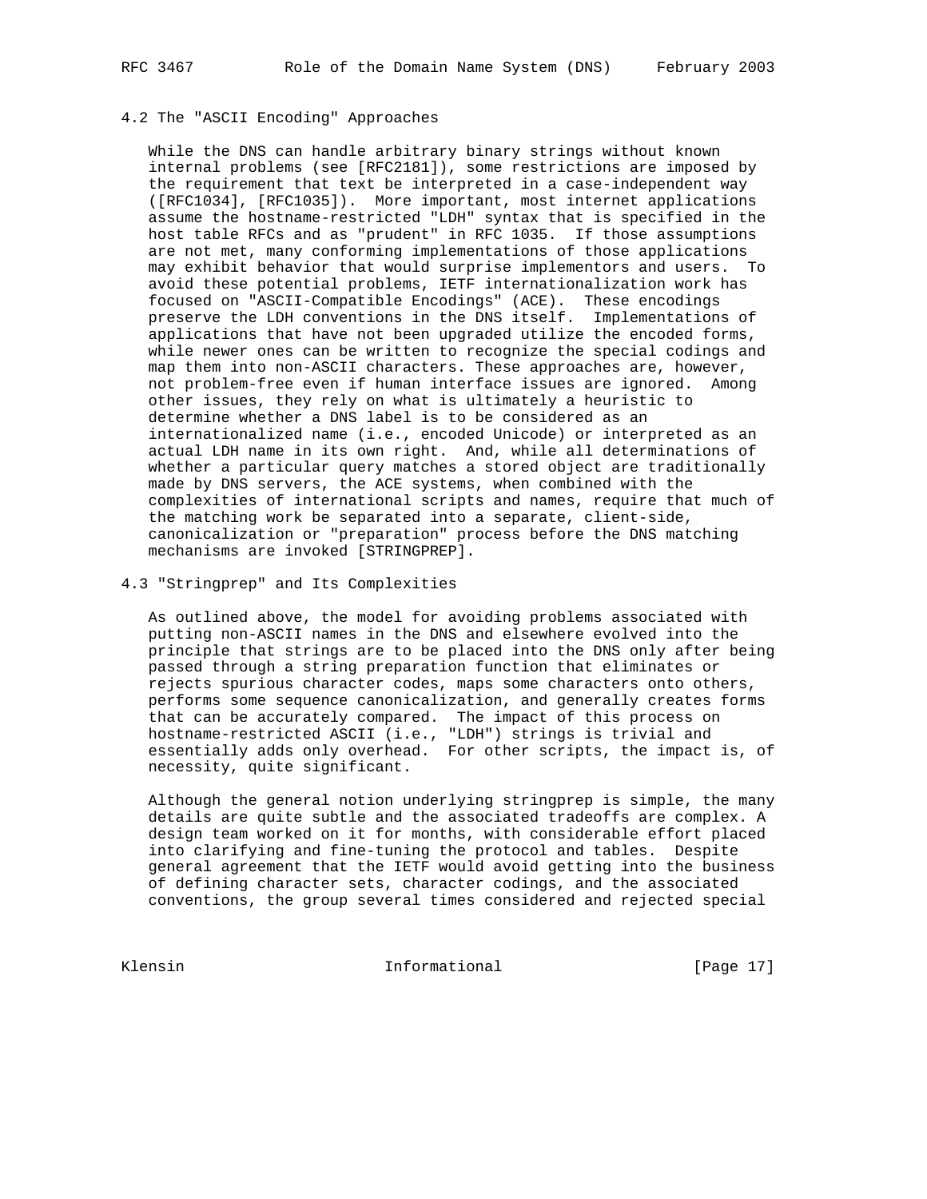### 4.2 The "ASCII Encoding" Approaches

While the DNS can handle arbitrary binary strings without known internal problems (see [RFC2181]), some restrictions are imposed by the requirement that text be interpreted in a case-independent way ([RFC1034], [RFC1035]). More important, most internet applications assume the hostname-restricted "LDH" syntax that is specified in the host table RFCs and as "prudent" in RFC 1035. If those assumptions are not met, many conforming implementations of those applications may exhibit behavior that would surprise implementors and users. To avoid these potential problems, IETF internationalization work has focused on "ASCII-Compatible Encodings" (ACE). These encodings preserve the LDH conventions in the DNS itself. Implementations of applications that have not been upgraded utilize the encoded forms, while newer ones can be written to recognize the special codings and map them into non-ASCII characters. These approaches are, however, not problem-free even if human interface issues are ignored. Among other issues, they rely on what is ultimately a heuristic to determine whether a DNS label is to be considered as an internationalized name (i.e., encoded Unicode) or interpreted as an actual LDH name in its own right. And, while all determinations of whether a particular query matches a stored object are traditionally made by DNS servers, the ACE systems, when combined with the complexities of international scripts and names, require that much of the matching work be separated into a separate, client-side, canonicalization or "preparation" process before the DNS matching mechanisms are invoked [STRINGPREP].

### 4.3 "Stringprep" and Its Complexities

As outlined above, the model for avoiding problems associated with putting non-ASCII names in the DNS and elsewhere evolved into the principle that strings are to be placed into the DNS only after being passed through a string preparation function that eliminates or rejects spurious character codes, maps some characters onto others, performs some sequence canonicalization, and generally creates forms that can be accurately compared. The impact of this process on hostname-restricted ASCII (i.e., "LDH") strings is trivial and essentially adds only overhead. For other scripts, the impact is, of necessity, quite significant.

Although the general notion underlying stringprep is simple, the many details are quite subtle and the associated tradeoffs are complex. A design team worked on it for months, with considerable effort placed into clarifying and fine-tuning the protocol and tables. Despite general agreement that the IETF would avoid getting into the business of defining character sets, character codings, and the associated conventions, the group several times considered and rejected special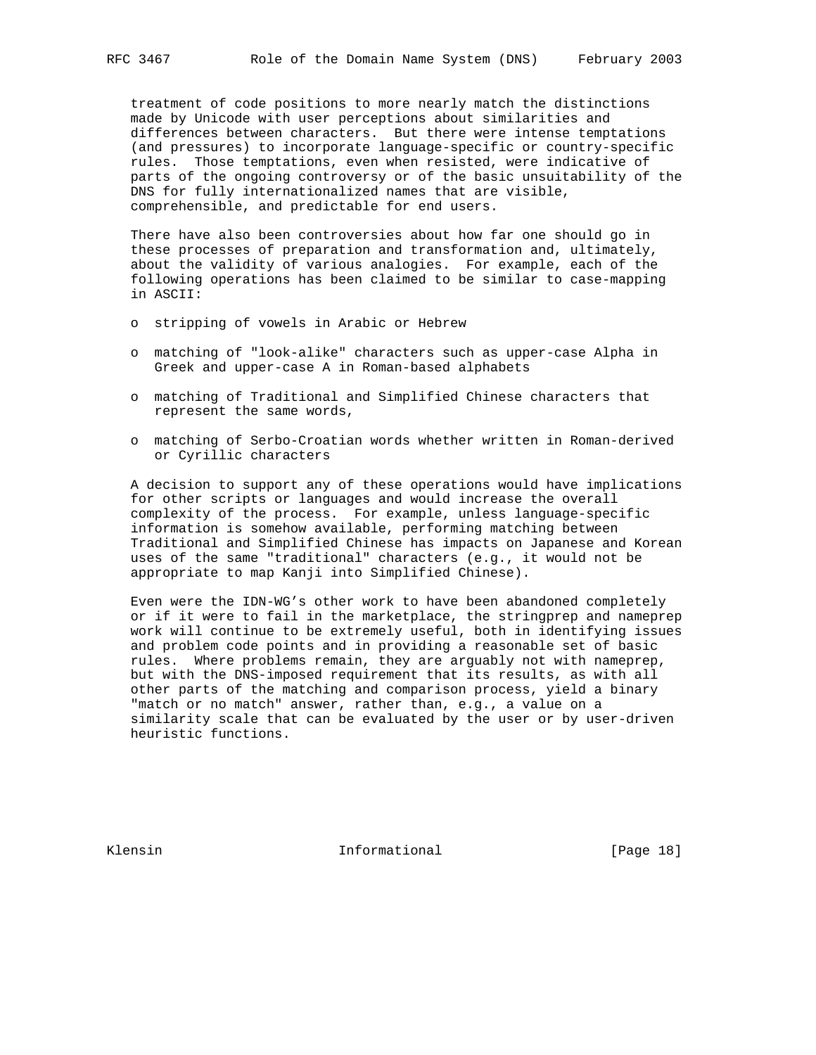treatment of code positions to more nearly match the distinctions made by Unicode with user perceptions about similarities and differences between characters. But there were intense temptations (and pressures) to incorporate language-specific or country-specific rules. Those temptations, even when resisted, were indicative of parts of the ongoing controversy or of the basic unsuitability of the DNS for fully internationalized names that are visible, comprehensible, and predictable for end users.

There have also been controversies about how far one should go in these processes of preparation and transformation and, ultimately, about the validity of various analogies. For example, each of the following operations has been claimed to be similar to case-mapping in ASCII:

- stripping of vowels in Arabic or Hebrew
- matching of "look-alike" characters such as upper-case Alpha in Greek and upper-case A in Roman-based alphabets
- matching of Traditional and Simplified Chinese characters that represent the same words,
- matching of Serbo-Croatian words whether written in Roman-derived or Cyrillic characters

A decision to support any of these operations would have implications for other scripts or languages and would increase the overall complexity of the process. For example, unless language-specific information is somehow available, performing matching between Traditional and Simplified Chinese has impacts on Japanese and Korean uses of the same "traditional" characters (e.g., it would not be appropriate to map Kanji into Simplified Chinese).

Even were the IDN-WG's other work to have been abandoned completely or if it were to fail in the marketplace, the stringprep and nameprep work will continue to be extremely useful, both in identifying issues and problem code points and in providing a reasonable set of basic rules. Where problems remain, they are arguably not with nameprep, but with the DNS-imposed requirement that its results, as with all other parts of the matching and comparison process, yield a binary "match or no match" answer, rather than, e.g., a value on a similarity scale that can be evaluated by the user or by user-driven heuristic functions.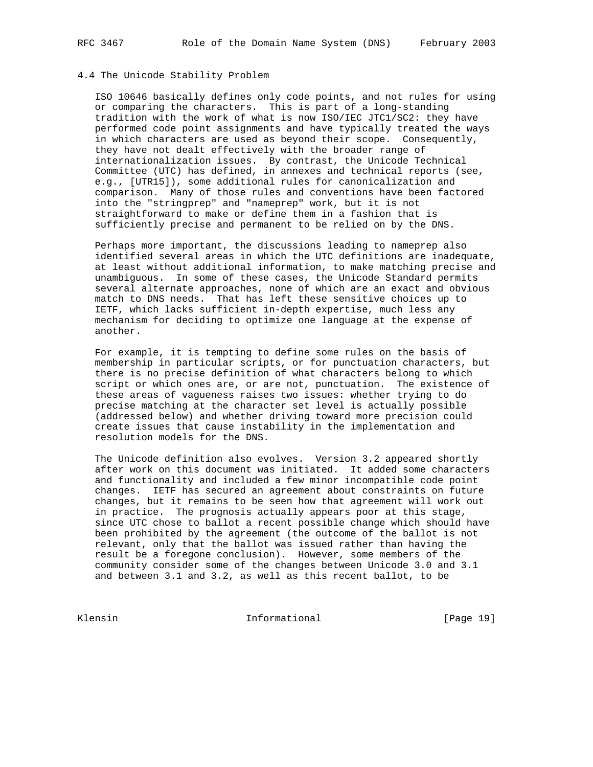## 4.4 The Unicode Stability Problem

ISO 10646 basically defines only code points, and not rules for using or comparing the characters. This is part of a long-standing tradition with the work of what is now ISO/IEC JTC1/SC2: they have performed code point assignments and have typically treated the ways in which characters are used as beyond their scope. Consequently, they have not dealt effectively with the broader range of internationalization issues. By contrast, the Unicode Technical Committee (UTC) has defined, in annexes and technical reports (see, e.g., [UTR15]), some additional rules for canonicalization and comparison. Many of those rules and conventions have been factored into the "stringprep" and "nameprep" work, but it is not straightforward to make or define them in a fashion that is sufficiently precise and permanent to be relied on by the DNS.

Perhaps more important, the discussions leading to nameprep also identified several areas in which the UTC definitions are inadequate, at least without additional information, to make matching precise and unambiguous. In some of these cases, the Unicode Standard permits several alternate approaches, none of which are an exact and obvious match to DNS needs. That has left these sensitive choices up to IETF, which lacks sufficient in-depth expertise, much less any mechanism for deciding to optimize one language at the expense of another.

For example, it is tempting to define some rules on the basis of membership in particular scripts, or for punctuation characters, but there is no precise definition of what characters belong to which script or which ones are, or are not, punctuation. The existence of these areas of vagueness raises two issues: whether trying to do precise matching at the character set level is actually possible (addressed below) and whether driving toward more precision could create issues that cause instability in the implementation and resolution models for the DNS.

The Unicode definition also evolves. Version 3.2 appeared shortly after work on this document was initiated. It added some characters and functionality and included a few minor incompatible code point changes. IETF has secured an agreement about constraints on future changes, but it remains to be seen how that agreement will work out in practice. The prognosis actually appears poor at this stage, since UTC chose to ballot a recent possible change which should have been prohibited by the agreement (the outcome of the ballot is not relevant, only that the ballot was issued rather than having the result be a foregone conclusion). However, some members of the community consider some of the changes between Unicode 3.0 and 3.1 and between 3.1 and 3.2, as well as this recent ballot, to be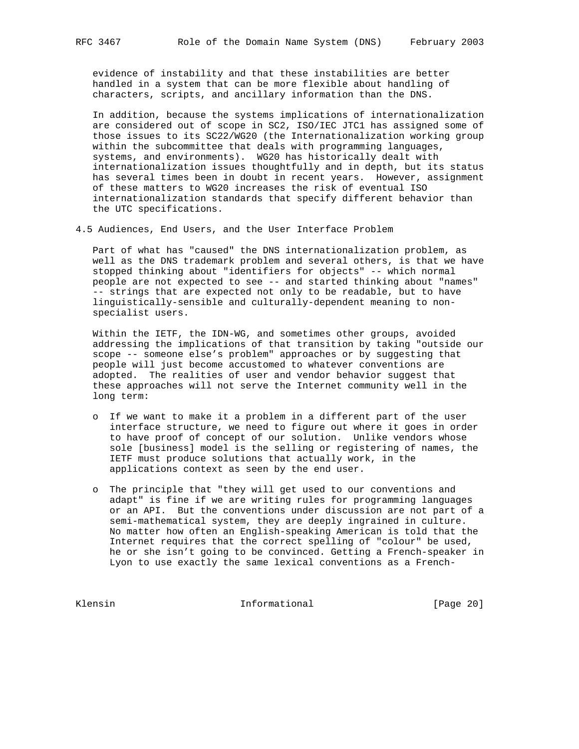evidence of instability and that these instabilities are better handled in a system that can be more flexible about handling of characters, scripts, and ancillary information than the DNS.

In addition, because the systems implications of internationalization are considered out of scope in SC2, ISO/IEC JTC1 has assigned some of those issues to its SC22/WG20 (the Internationalization working group within the subcommittee that deals with programming languages, systems, and environments). WG20 has historically dealt with internationalization issues thoughtfully and in depth, but its status has several times been in doubt in recent years. However, assignment of these matters to WG20 increases the risk of eventual ISO internationalization standards that specify different behavior than the UTC specifications.

### 4.5 Audiences, End Users, and the User Interface Problem

Part of what has "caused" the DNS internationalization problem, as well as the DNS trademark problem and several others, is that we have stopped thinking about "identifiers for objects" -- which normal people are not expected to see -- and started thinking about "names" -- strings that are expected not only to be readable, but to have linguistically-sensible and culturally-dependent meaning to non-specialist users.

Within the IETF, the IDN-WG, and sometimes other groups, avoided addressing the implications of that transition by taking "outside our scope -- someone else’s problem" approaches or by suggesting that people will just become accustomed to whatever conventions are adopted. The realities of user and vendor behavior suggest that these approaches will not serve the Internet community well in the long term:

- If we want to make it a problem in a different part of the user interface structure, we need to figure out where it goes in order to have proof of concept of our solution. Unlike vendors whose sole [business] model is the selling or registering of names, the IETF must produce solutions that actually work, in the applications context as seen by the end user.

- The principle that "they will get used to our conventions and adapt" is fine if we are writing rules for programming languages or an API. But the conventions under discussion are not part of a semi-mathematical system, they are deeply ingrained in culture. No matter how often an English-speaking American is told that the Internet requires that the correct spelling of "colour" be used, he or she isn’t going to be convinced. Getting a French-speaker in Lyon to use exactly the same lexical conventions as a French-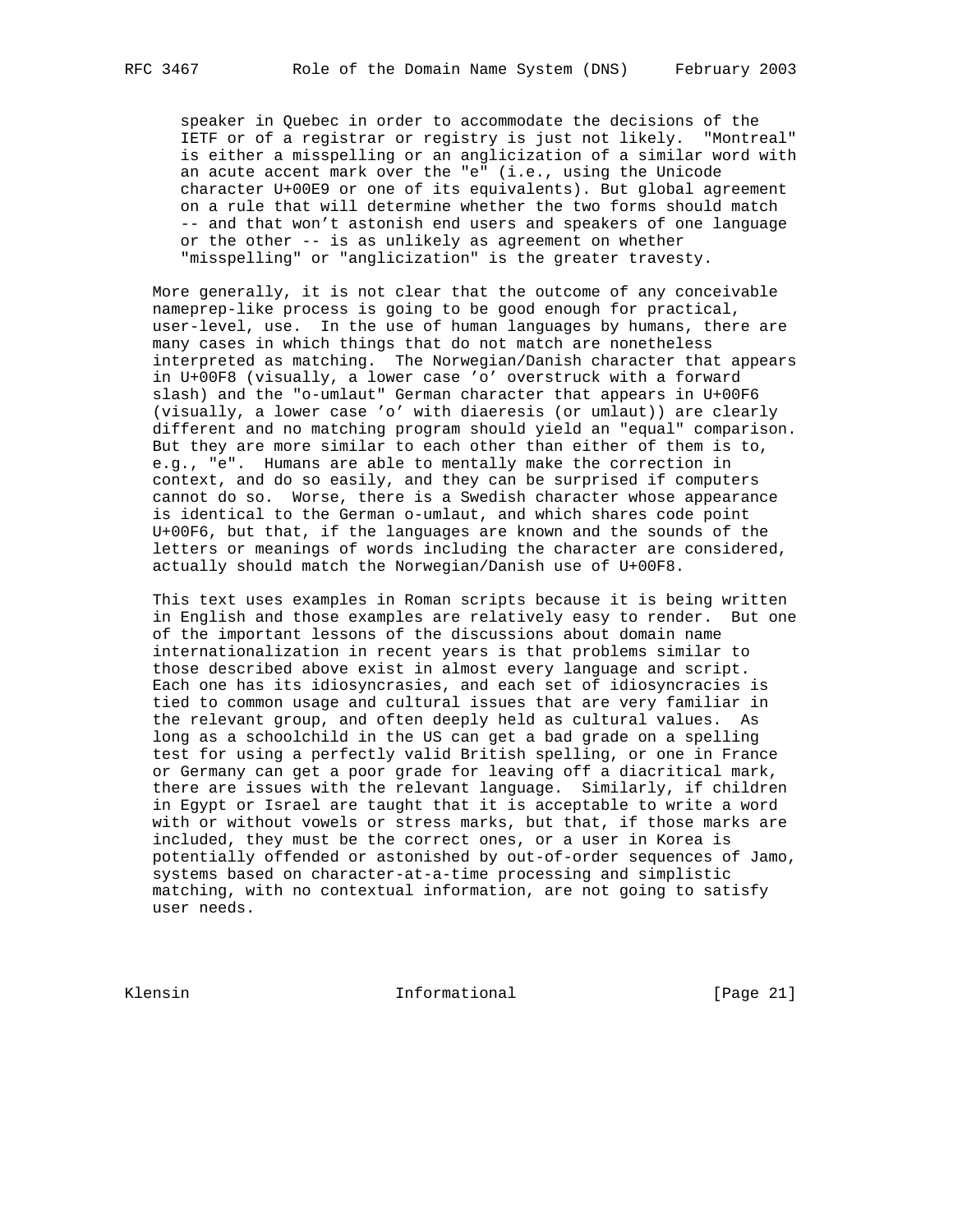speaker in Quebec in order to accommodate the decisions of the IETF or of a registrar or registry is just not likely. "Montreal" is either a misspelling or an anglicization of a similar word with an acute accent mark over the "e" (i.e., using the Unicode character U+00E9 or one of its equivalents). But global agreement on a rule that will determine whether the two forms should match -- and that won't astonish end users and speakers of one language or the other -- is as unlikely as agreement on whether "misspelling" or "anglicization" is the greater travesty.

More generally, it is not clear that the outcome of any conceivable nameprep-like process is going to be good enough for practical, user-level, use. In the use of human languages by humans, there are many cases in which things that do not match are nonetheless interpreted as matching. The Norwegian/Danish character that appears in U+00F8 (visually, a lower case 'o' overstruck with a forward slash) and the "o-umlaut" German character that appears in U+00F6 (visually, a lower case 'o' with diaeresis (or umlaut)) are clearly different and no matching program should yield an "equal" comparison. But they are more similar to each other than either of them is to, e.g., "e". Humans are able to mentally make the correction in context, and do so easily, and they can be surprised if computers cannot do so. Worse, there is a Swedish character whose appearance is identical to the German o-umlaut, and which shares code point U+00F6, but that, if the languages are known and the sounds of the letters or meanings of words including the character are considered, actually should match the Norwegian/Danish use of U+00F8.

This text uses examples in Roman scripts because it is being written in English and those examples are relatively easy to render. But one of the important lessons of the discussions about domain name internationalization in recent years is that problems similar to those described above exist in almost every language and script. Each one has its idiosyncrasies, and each set of idiosyncracies is tied to common usage and cultural issues that are very familiar in the relevant group, and often deeply held as cultural values. As long as a schoolchild in the US can get a bad grade on a spelling test for using a perfectly valid British spelling, or one in France or Germany can get a poor grade for leaving off a diacritical mark, there are issues with the relevant language. Similarly, if children in Egypt or Israel are taught that it is acceptable to write a word with or without vowels or stress marks, but that, if those marks are included, they must be the correct ones, or a user in Korea is potentially offended or astonished by out-of-order sequences of Jamo, systems based on character-at-a-time processing and simplistic matching, with no contextual information, are not going to satisfy user needs.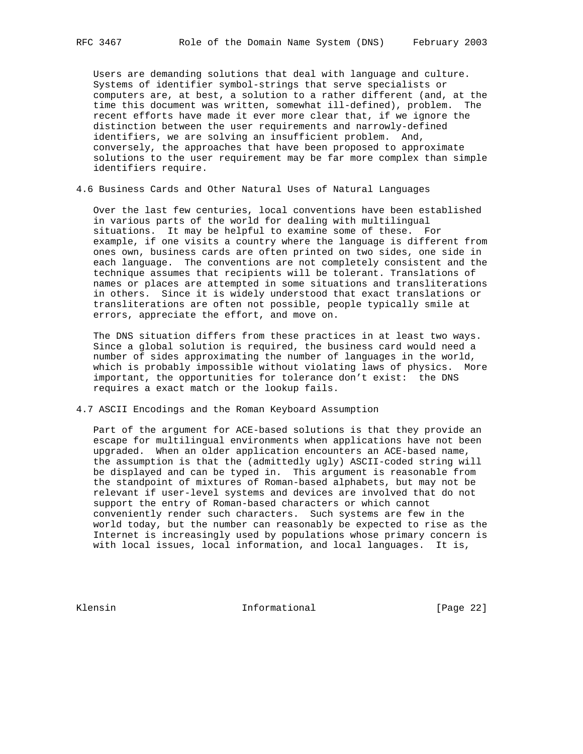Users are demanding solutions that deal with language and culture. Systems of identifier symbol-strings that serve specialists or computers are, at best, a solution to a rather different (and, at the time this document was written, somewhat ill-defined), problem. The recent efforts have made it ever more clear that, if we ignore the distinction between the user requirements and narrowly-defined identifiers, we are solving an insufficient problem. And, conversely, the approaches that have been proposed to approximate solutions to the user requirement may be far more complex than simple identifiers require.

## 4.6 Business Cards and Other Natural Uses of Natural Languages

Over the last few centuries, local conventions have been established in various parts of the world for dealing with multilingual situations. It may be helpful to examine some of these. For example, if one visits a country where the language is different from ones own, business cards are often printed on two sides, one side in each language. The conventions are not completely consistent and the technique assumes that recipients will be tolerant. Translations of names or places are attempted in some situations and transliterations in others. Since it is widely understood that exact translations or transliterations are often not possible, people typically smile at errors, appreciate the effort, and move on.

The DNS situation differs from these practices in at least two ways. Since a global solution is required, the business card would need a number of sides approximating the number of languages in the world, which is probably impossible without violating laws of physics. More important, the opportunities for tolerance don't exist: the DNS requires a exact match or the lookup fails.

## 4.7 ASCII Encodings and the Roman Keyboard Assumption

Part of the argument for ACE-based solutions is that they provide an escape for multilingual environments when applications have not been upgraded. When an older application encounters an ACE-based name, the assumption is that the (admittedly ugly) ASCII-coded string will be displayed and can be typed in. This argument is reasonable from the standpoint of mixtures of Roman-based alphabets, but may not be relevant if user-level systems and devices are involved that do not support the entry of Roman-based characters or which cannot conveniently render such characters. Such systems are few in the world today, but the number can reasonably be expected to rise as the Internet is increasingly used by populations whose primary concern is with local issues, local information, and local languages. It is,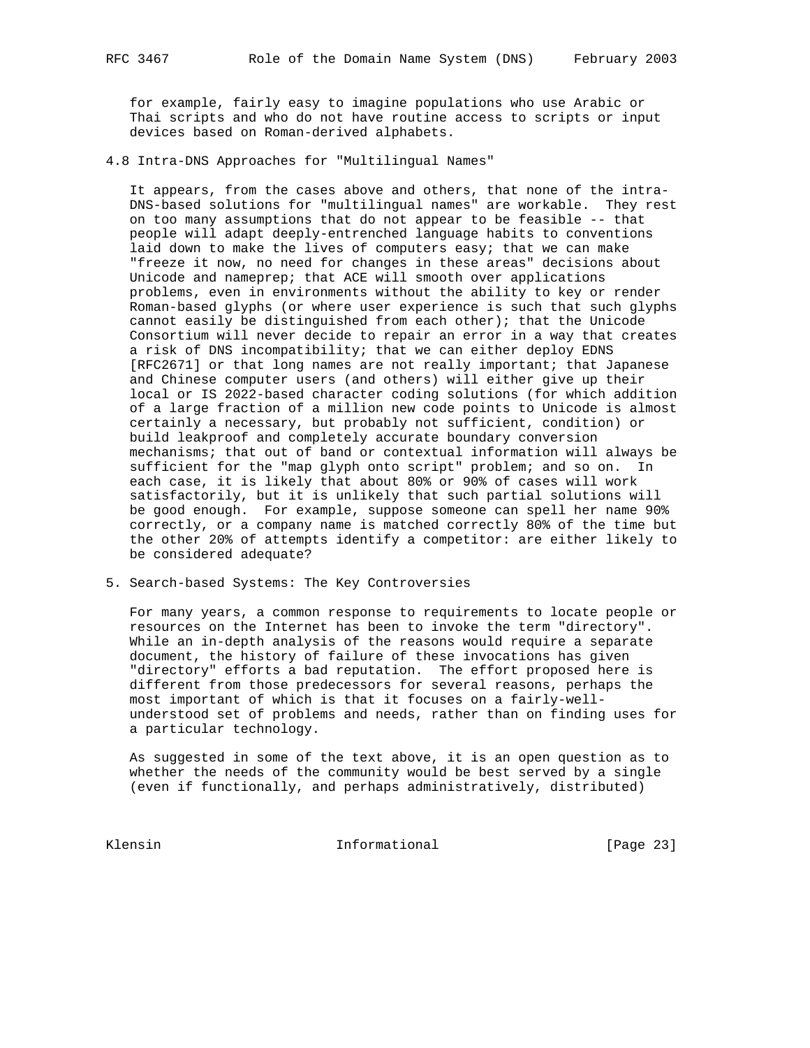for example, fairly easy to imagine populations who use Arabic or Thai scripts and who do not have routine access to scripts or input devices based on Roman-derived alphabets.

### 4.8 Intra-DNS Approaches for "Multilingual Names"

It appears, from the cases above and others, that none of the intra-DNS-based solutions for "multilingual names" are workable. They rest on too many assumptions that do not appear to be feasible -- that people will adapt deeply-entrenched language habits to conventions laid down to make the lives of computers easy; that we can make "freeze it now, no need for changes in these areas" decisions about Unicode and nameprep; that ACE will smooth over applications problems, even in environments without the ability to key or render Roman-based glyphs (or where user experience is such that such glyphs cannot easily be distinguished from each other); that the Unicode Consortium will never decide to repair an error in a way that creates a risk of DNS incompatibility; that we can either deploy EDNS [RFC2671] or that long names are not really important; that Japanese and Chinese computer users (and others) will either give up their local or IS 2022-based character coding solutions (for which addition of a large fraction of a million new code points to Unicode is almost certainly a necessary, but probably not sufficient, condition) or build leakproof and completely accurate boundary conversion mechanisms; that out of band or contextual information will always be sufficient for the "map glyph onto script" problem; and so on. In each case, it is likely that about 80% or 90% of cases will work satisfactorily, but it is unlikely that such partial solutions will be good enough. For example, suppose someone can spell her name 90% correctly, or a company name is matched correctly 80% of the time but the other 20% of attempts identify a competitor: are either likely to be considered adequate?

## 5. Search-based Systems: The Key Controversies

For many years, a common response to requirements to locate people or resources on the Internet has been to invoke the term "directory". While an in-depth analysis of the reasons would require a separate document, the history of failure of these invocations has given "directory" efforts a bad reputation. The effort proposed here is different from those predecessors for several reasons, perhaps the most important of which is that it focuses on a fairly-well-understood set of problems and needs, rather than on finding uses for a particular technology.

As suggested in some of the text above, it is an open question as to whether the needs of the community would be best served by a single (even if functionally, and perhaps administratively, distributed)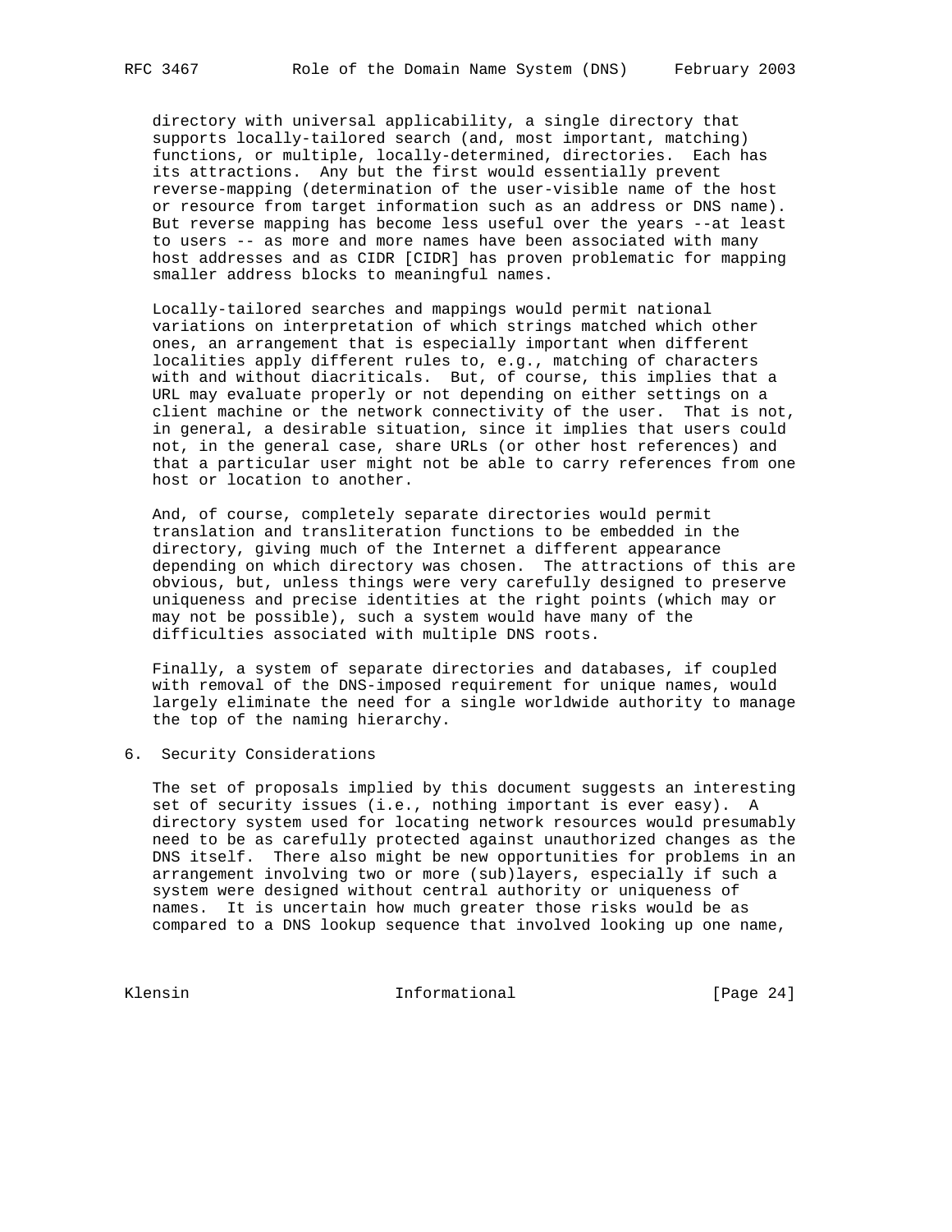directory with universal applicability, a single directory that supports locally-tailored search (and, most important, matching) functions, or multiple, locally-determined, directories. Each has its attractions. Any but the first would essentially prevent reverse-mapping (determination of the user-visible name of the host or resource from target information such as an address or DNS name). But reverse mapping has become less useful over the years --at least to users -- as more and more names have been associated with many host addresses and as CIDR [CIDR] has proven problematic for mapping smaller address blocks to meaningful names.

Locally-tailored searches and mappings would permit national variations on interpretation of which strings matched which other ones, an arrangement that is especially important when different localities apply different rules to, e.g., matching of characters with and without diacriticals. But, of course, this implies that a URL may evaluate properly or not depending on either settings on a client machine or the network connectivity of the user. That is not, in general, a desirable situation, since it implies that users could not, in the general case, share URLs (or other host references) and that a particular user might not be able to carry references from one host or location to another.

And, of course, completely separate directories would permit translation and transliteration functions to be embedded in the directory, giving much of the Internet a different appearance depending on which directory was chosen. The attractions of this are obvious, but, unless things were very carefully designed to preserve uniqueness and precise identities at the right points (which may or may not be possible), such a system would have many of the difficulties associated with multiple DNS roots.

Finally, a system of separate directories and databases, if coupled with removal of the DNS-imposed requirement for unique names, would largely eliminate the need for a single worldwide authority to manage the top of the naming hierarchy.

## 6. Security Considerations

The set of proposals implied by this document suggests an interesting set of security issues (i.e., nothing important is ever easy). A directory system used for locating network resources would presumably need to be as carefully protected against unauthorized changes as the DNS itself. There also might be new opportunities for problems in an arrangement involving two or more (sub)layers, especially if such a system were designed without central authority or uniqueness of names. It is uncertain how much greater those risks would be as compared to a DNS lookup sequence that involved looking up one name,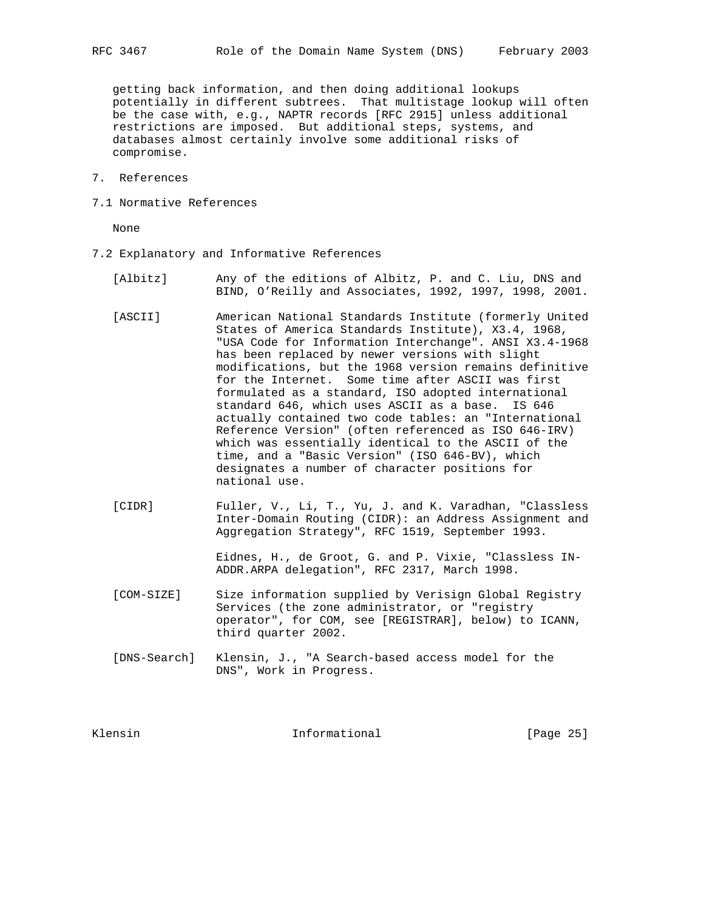getting back information, and then doing additional lookups potentially in different subtrees. That multistage lookup will often be the case with, e.g., NAPTR records [RFC 2915] unless additional restrictions are imposed. But additional steps, systems, and databases almost certainly involve some additional risks of compromise.

# 7. References

## 7.1 Normative References

None

## 7.2 Explanatory and Informative References

[Albitz] Any of the editions of Albitz, P. and C. Liu, DNS and BIND, O'Reilly and Associates, 1992, 1997, 1998, 2001.

[ASCII] American National Standards Institute (formerly United States of America Standards Institute), X3.4, 1968, "USA Code for Information Interchange". ANSI X3.4-1968 has been replaced by newer versions with slight modifications, but the 1968 version remains definitive for the Internet. Some time after ASCII was first formulated as a standard, ISO adopted international standard 646, which uses ASCII as a base. IS 646 actually contained two code tables: an "International Reference Version" (often referenced as ISO 646-IRV) which was essentially identical to the ASCII of the time, and a "Basic Version" (ISO 646-BV), which designates a number of character positions for national use.

[CIDR] Fuller, V., Li, T., Yu, J. and K. Varadhan, "Classless Inter-Domain Routing (CIDR): an Address Assignment and Aggregation Strategy", RFC 1519, September 1993.

Eidnes, H., de Groot, G. and P. Vixie, "Classless IN-ADDR.ARPA delegation", RFC 2317, March 1998.

[COM-SIZE] Size information supplied by Verisign Global Registry Services (the zone administrator, or "registry operator", for COM, see [REGISTRAR], below) to ICANN, third quarter 2002.

[DNS-Search] Klensin, J., "A Search-based access model for the DNS", Work in Progress.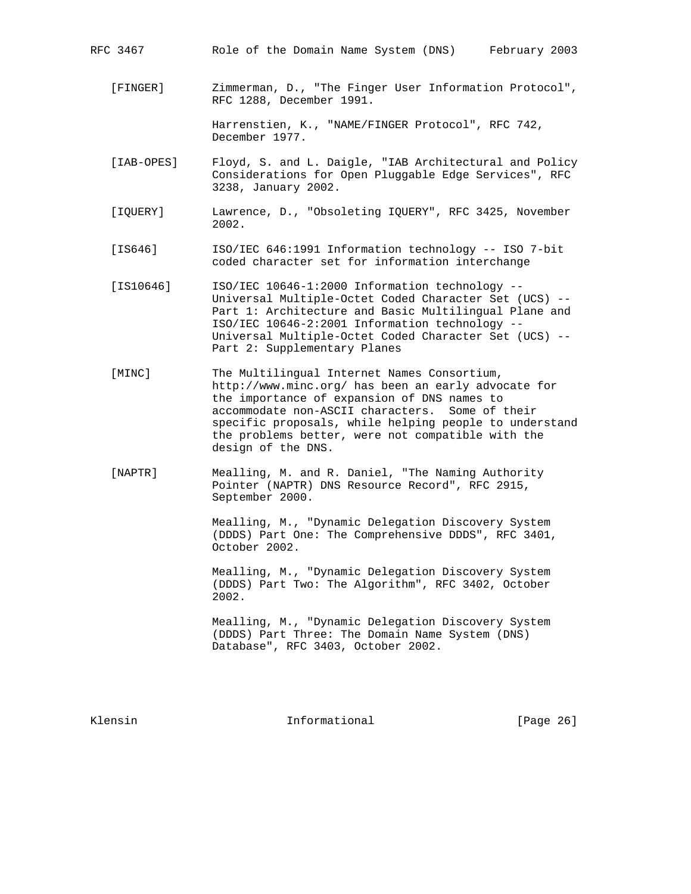[FINGER] Zimmerman, D., "The Finger User Information Protocol", RFC 1288, December 1991.

Harrenstien, K., "NAME/FINGER Protocol", RFC 742, December 1977.

[IAB-OPES] Floyd, S. and L. Daigle, "IAB Architectural and Policy Considerations for Open Pluggable Edge Services", RFC 3238, January 2002.

[IQUERY] Lawrence, D., "Obsoleting IQUERY", RFC 3425, November 2002.

[IS646] ISO/IEC 646:1991 Information technology -- ISO 7-bit coded character set for information interchange

[IS10646] ISO/IEC 10646-1:2000 Information technology -- Universal Multiple-Octet Coded Character Set (UCS) -- Part 1: Architecture and Basic Multilingual Plane and ISO/IEC 10646-2:2001 Information technology -- Universal Multiple-Octet Coded Character Set (UCS) -- Part 2: Supplementary Planes

[MINC] The Multilingual Internet Names Consortium, http://www.minc.org/ has been an early advocate for the importance of expansion of DNS names to accommodate non-ASCII characters. Some of their specific proposals, while helping people to understand the problems better, were not compatible with the design of the DNS.

[NAPTR] Mealling, M. and R. Daniel, "The Naming Authority Pointer (NAPTR) DNS Resource Record", RFC 2915, September 2000.

Mealling, M., "Dynamic Delegation Discovery System (DDDS) Part One: The Comprehensive DDDS", RFC 3401, October 2002.

Mealling, M., "Dynamic Delegation Discovery System (DDDS) Part Two: The Algorithm", RFC 3402, October 2002.

Mealling, M., "Dynamic Delegation Discovery System (DDDS) Part Three: The Domain Name System (DNS) Database", RFC 3403, October 2002.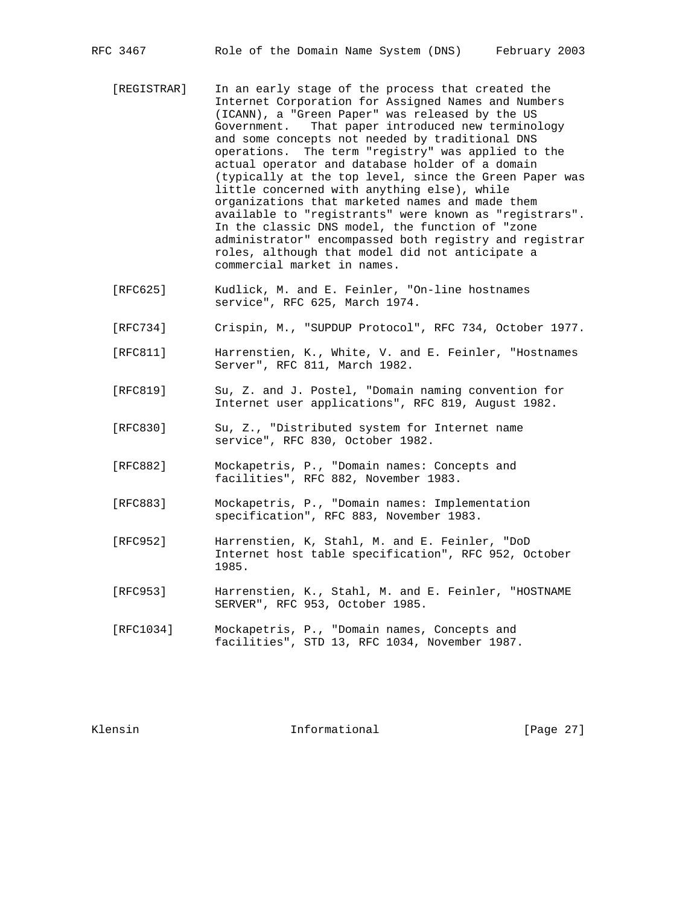[REGISTRAR] In an early stage of the process that created the Internet Corporation for Assigned Names and Numbers (ICANN), a "Green Paper" was released by the US Government. That paper introduced new terminology and some concepts not needed by traditional DNS operations. The term "registry" was applied to the actual operator and database holder of a domain (typically at the top level, since the Green Paper was little concerned with anything else), while organizations that marketed names and made them available to "registrants" were known as "registrars". In the classic DNS model, the function of "zone administrator" encompassed both registry and registrar roles, although that model did not anticipate a commercial market in names.

[RFC625] Kudlick, M. and E. Feinler, "On-line hostnames service", RFC 625, March 1974.

[RFC734] Crispin, M., "SUPDUP Protocol", RFC 734, October 1977.

[RFC811] Harrenstien, K., White, V. and E. Feinler, "Hostnames Server", RFC 811, March 1982.

[RFC819] Su, Z. and J. Postel, "Domain naming convention for Internet user applications", RFC 819, August 1982.

[RFC830] Su, Z., "Distributed system for Internet name service", RFC 830, October 1982.

[RFC882] Mockapetris, P., "Domain names: Concepts and facilities", RFC 882, November 1983.

[RFC883] Mockapetris, P., "Domain names: Implementation specification", RFC 883, November 1983.

[RFC952] Harrenstien, K, Stahl, M. and E. Feinler, "DoD Internet host table specification", RFC 952, October 1985.

[RFC953] Harrenstien, K., Stahl, M. and E. Feinler, "HOSTNAME SERVER", RFC 953, October 1985.

[RFC1034] Mockapetris, P., "Domain names, Concepts and facilities", STD 13, RFC 1034, November 1987.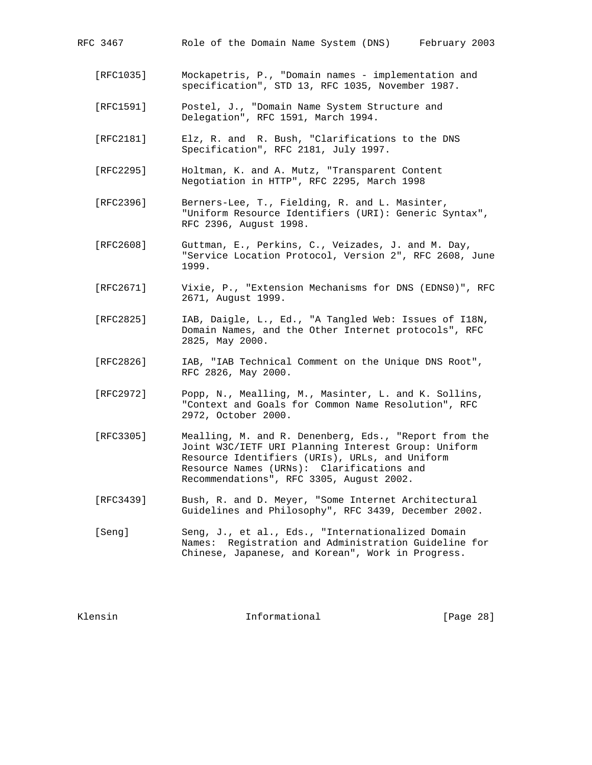[RFC1035] Mockapetris, P., "Domain names - implementation and specification", STD 13, RFC 1035, November 1987.

[RFC1591] Postel, J., "Domain Name System Structure and Delegation", RFC 1591, March 1994.

[RFC2181] Elz, R. and R. Bush, "Clarifications to the DNS Specification", RFC 2181, July 1997.

[RFC2295] Holtman, K. and A. Mutz, "Transparent Content Negotiation in HTTP", RFC 2295, March 1998

[RFC2396] Berners-Lee, T., Fielding, R. and L. Masinter, "Uniform Resource Identifiers (URI): Generic Syntax", RFC 2396, August 1998.

[RFC2608] Guttman, E., Perkins, C., Veizades, J. and M. Day, "Service Location Protocol, Version 2", RFC 2608, June 1999.

[RFC2671] Vixie, P., "Extension Mechanisms for DNS (EDNS0)", RFC 2671, August 1999.

[RFC2825] IAB, Daigle, L., Ed., "A Tangled Web: Issues of I18N, Domain Names, and the Other Internet protocols", RFC 2825, May 2000.

[RFC2826] IAB, "IAB Technical Comment on the Unique DNS Root", RFC 2826, May 2000.

[RFC2972] Popp, N., Mealling, M., Masinter, L. and K. Sollins, "Context and Goals for Common Name Resolution", RFC 2972, October 2000.

[RFC3305] Mealling, M. and R. Denenberg, Eds., "Report from the Joint W3C/IETF URI Planning Interest Group: Uniform Resource Identifiers (URIs), URLs, and Uniform Resource Names (URNs): Clarifications and Recommendations", RFC 3305, August 2002.

[RFC3439] Bush, R. and D. Meyer, "Some Internet Architectural Guidelines and Philosophy", RFC 3439, December 2002.

[Seng] Seng, J., et al., Eds., "Internationalized Domain Names: Registration and Administration Guideline for Chinese, Japanese, and Korean", Work in Progress.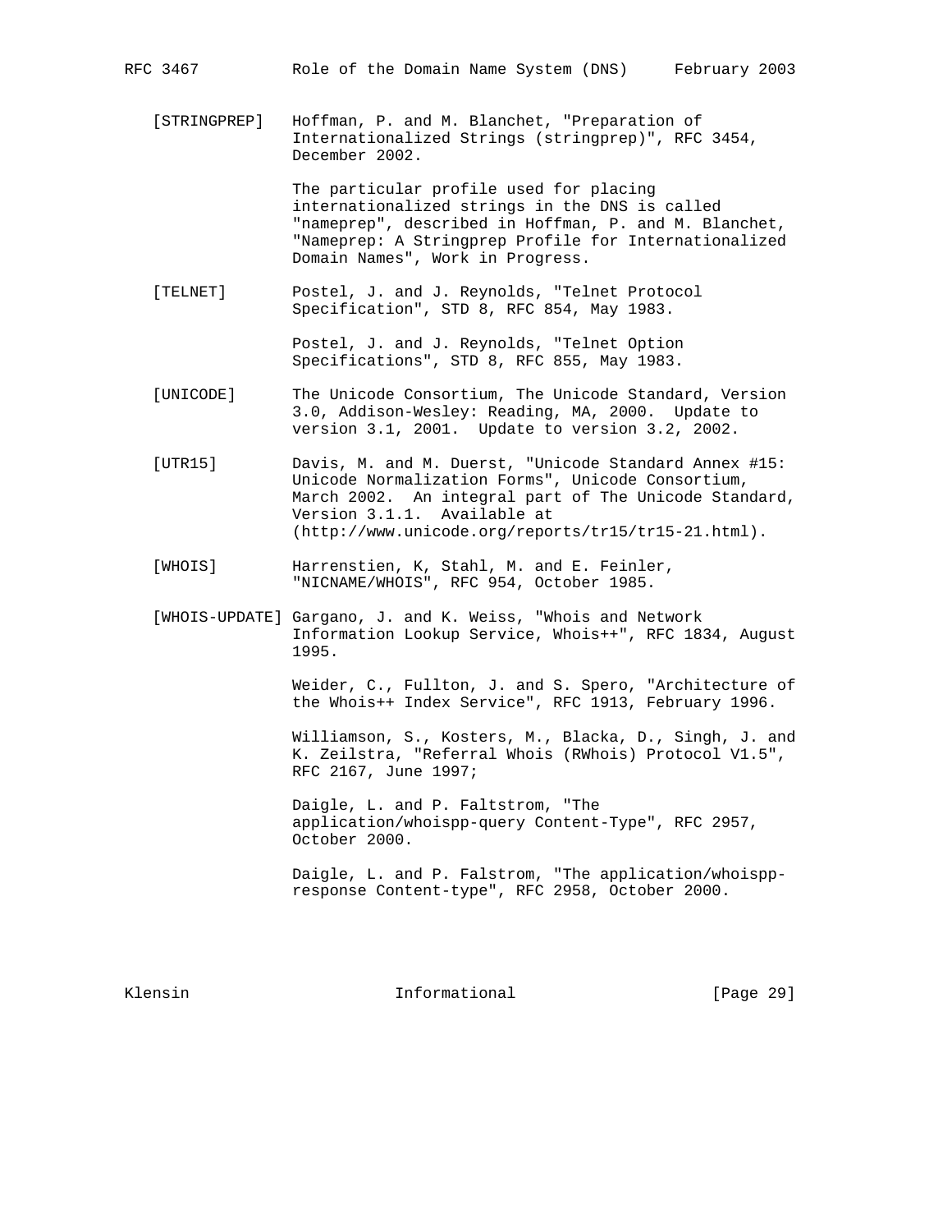[STRINGPREP] Hoffman, P. and M. Blanchet, "Preparation of Internationalized Strings (stringprep)", RFC 3454, December 2002.

The particular profile used for placing internationalized strings in the DNS is called "nameprep", described in Hoffman, P. and M. Blanchet, "Nameprep: A Stringprep Profile for Internationalized Domain Names", Work in Progress.

[TELNET] Postel, J. and J. Reynolds, "Telnet Protocol Specification", STD 8, RFC 854, May 1983.

Postel, J. and J. Reynolds, "Telnet Option Specifications", STD 8, RFC 855, May 1983.

[UNICODE] The Unicode Consortium, The Unicode Standard, Version 3.0, Addison-Wesley: Reading, MA, 2000. Update to version 3.1, 2001. Update to version 3.2, 2002.

[UTR15] Davis, M. and M. Duerst, "Unicode Standard Annex #15: Unicode Normalization Forms", Unicode Consortium, March 2002. An integral part of The Unicode Standard, Version 3.1.1. Available at (http://www.unicode.org/reports/tr15/tr15-21.html).

[WHOIS] Harrenstien, K, Stahl, M. and E. Feinler, "NICNAME/WHOIS", RFC 954, October 1985.

[WHOIS-UPDATE] Gargano, J. and K. Weiss, "Whois and Network Information Lookup Service, Whois++", RFC 1834, August 1995.

Weider, C., Fullton, J. and S. Spero, "Architecture of the Whois++ Index Service", RFC 1913, February 1996.

Williamson, S., Kosters, M., Blacka, D., Singh, J. and K. Zeilstra, "Referral Whois (RWhois) Protocol V1.5", RFC 2167, June 1997;

Daigle, L. and P. Faltstrom, "The application/whoispp-query Content-Type", RFC 2957, October 2000.

Daigle, L. and P. Falstrom, "The application/whoispp-response Content-type", RFC 2958, October 2000.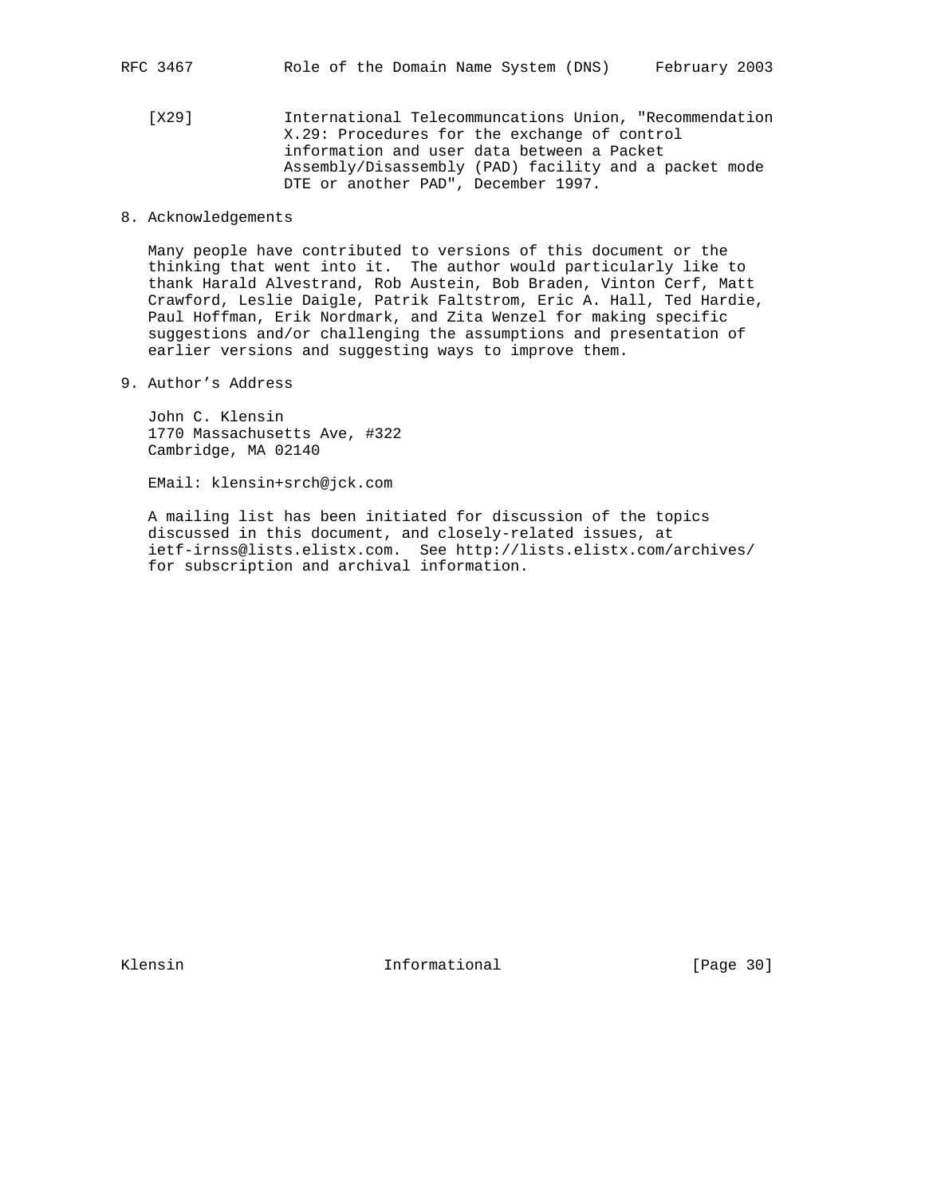[X29] International Telecommuncations Union, "Recommendation X.29: Procedures for the exchange of control information and user data between a Packet Assembly/Disassembly (PAD) facility and a packet mode DTE or another PAD", December 1997.

## 8. Acknowledgements

Many people have contributed to versions of this document or the thinking that went into it. The author would particularly like to thank Harald Alvestrand, Rob Austein, Bob Braden, Vinton Cerf, Matt Crawford, Leslie Daigle, Patrik Faltstrom, Eric A. Hall, Ted Hardie, Paul Hoffman, Erik Nordmark, and Zita Wenzel for making specific suggestions and/or challenging the assumptions and presentation of earlier versions and suggesting ways to improve them.

## 9. Author's Address

John C. Klensin
1770 Massachusetts Ave, #322
Cambridge, MA 02140

EMail: klensin+srch@jck.com

A mailing list has been initiated for discussion of the topics discussed in this document, and closely-related issues, at ietf-irnss@lists.elistx.com. See http://lists.elistx.com/archives/ for subscription and archival information.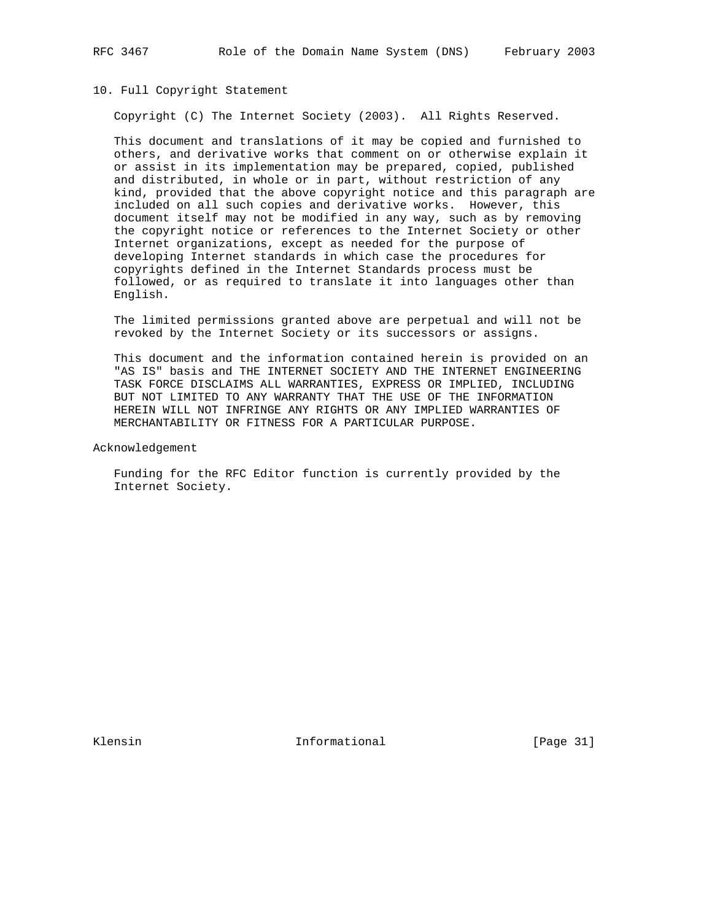## 10. Full Copyright Statement

Copyright (C) The Internet Society (2003). All Rights Reserved.

This document and translations of it may be copied and furnished to others, and derivative works that comment on or otherwise explain it or assist in its implementation may be prepared, copied, published and distributed, in whole or in part, without restriction of any kind, provided that the above copyright notice and this paragraph are included on all such copies and derivative works. However, this document itself may not be modified in any way, such as by removing the copyright notice or references to the Internet Society or other Internet organizations, except as needed for the purpose of developing Internet standards in which case the procedures for copyrights defined in the Internet Standards process must be followed, or as required to translate it into languages other than English.

The limited permissions granted above are perpetual and will not be revoked by the Internet Society or its successors or assigns.

This document and the information contained herein is provided on an "AS IS" basis and THE INTERNET SOCIETY AND THE INTERNET ENGINEERING TASK FORCE DISCLAIMS ALL WARRANTIES, EXPRESS OR IMPLIED, INCLUDING BUT NOT LIMITED TO ANY WARRANTY THAT THE USE OF THE INFORMATION HEREIN WILL NOT INFRINGE ANY RIGHTS OR ANY IMPLIED WARRANTIES OF MERCHANTABILITY OR FITNESS FOR A PARTICULAR PURPOSE.

## Acknowledgement

Funding for the RFC Editor function is currently provided by the Internet Society.